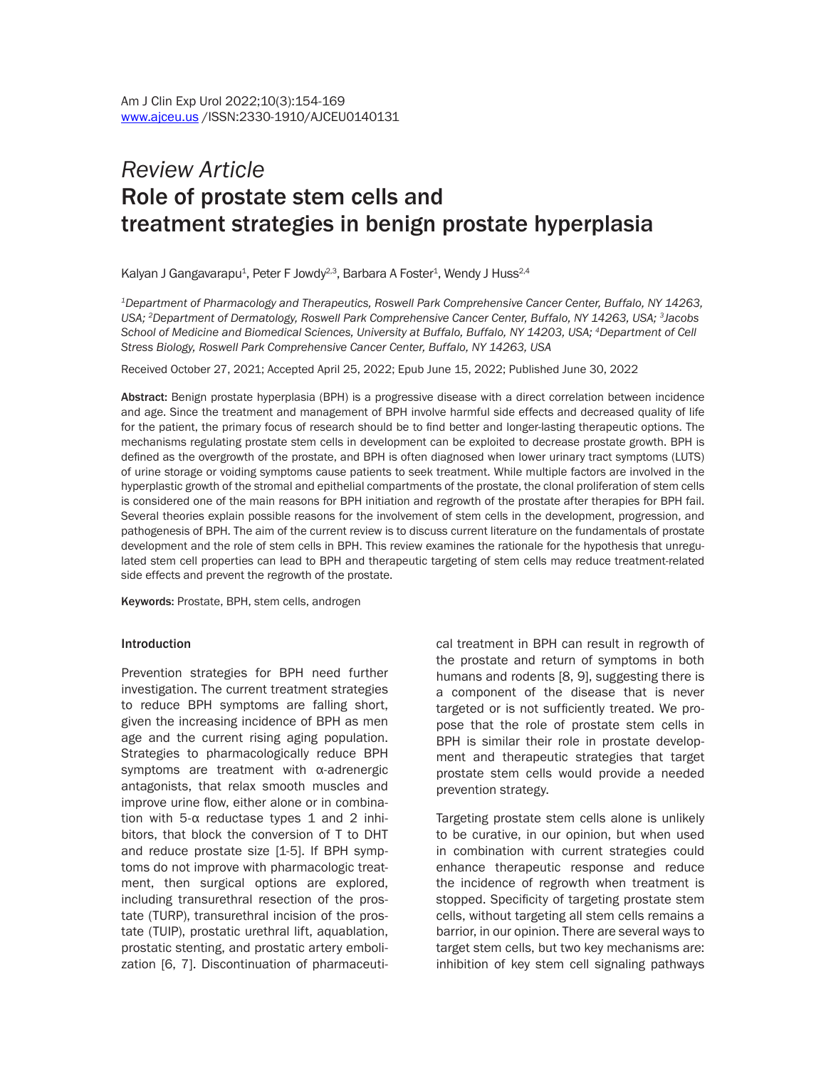Am J Clin Exp Urol 2022;10(3):154-169
www.ajceu.us /ISSN:2330-1910/AJCEU0140131

*Review Article*

# Role of prostate stem cells and treatment strategies in benign prostate hyperplasia

Kalyan J Gangavarapu[1], Peter F Jowdy[2,3], Barbara A Foster[1], Wendy J Huss[2,4]

*[1]Department of Pharmacology and Therapeutics, Roswell Park Comprehensive Cancer Center, Buffalo, NY 14263, USA; [2]Department of Dermatology, Roswell Park Comprehensive Cancer Center, Buffalo, NY 14263, USA; [3]Jacobs School of Medicine and Biomedical Sciences, University at Buffalo, Buffalo, NY 14203, USA; [4]Department of Cell Stress Biology, Roswell Park Comprehensive Cancer Center, Buffalo, NY 14263, USA*

Received October 27, 2021; Accepted April 25, 2022; Epub June 15, 2022; Published June 30, 2022

**Abstract:** Benign prostate hyperplasia (BPH) is a progressive disease with a direct correlation between incidence and age. Since the treatment and management of BPH involve harmful side effects and decreased quality of life for the patient, the primary focus of research should be to find better and longer-lasting therapeutic options. The mechanisms regulating prostate stem cells in development can be exploited to decrease prostate growth. BPH is defined as the overgrowth of the prostate, and BPH is often diagnosed when lower urinary tract symptoms (LUTS) of urine storage or voiding symptoms cause patients to seek treatment. While multiple factors are involved in the hyperplastic growth of the stromal and epithelial compartments of the prostate, the clonal proliferation of stem cells is considered one of the main reasons for BPH initiation and regrowth of the prostate after therapies for BPH fail. Several theories explain possible reasons for the involvement of stem cells in the development, progression, and pathogenesis of BPH. The aim of the current review is to discuss current literature on the fundamentals of prostate development and the role of stem cells in BPH. This review examines the rationale for the hypothesis that unregulated stem cell properties can lead to BPH and therapeutic targeting of stem cells may reduce treatment-related side effects and prevent the regrowth of the prostate.

**Keywords:** Prostate, BPH, stem cells, androgen

## Introduction

Prevention strategies for BPH need further investigation. The current treatment strategies to reduce BPH symptoms are falling short, given the increasing incidence of BPH as men age and the current rising aging population. Strategies to pharmacologically reduce BPH symptoms are treatment with α-adrenergic antagonists, that relax smooth muscles and improve urine flow, either alone or in combination with 5-α reductase types 1 and 2 inhibitors, that block the conversion of T to DHT and reduce prostate size [1-5]. If BPH symptoms do not improve with pharmacologic treatment, then surgical options are explored, including transurethral resection of the prostate (TURP), transurethral incision of the prostate (TUIP), prostatic urethral lift, aquablation, prostatic stenting, and prostatic artery embolization [6, 7]. Discontinuation of pharmaceutical treatment in BPH can result in regrowth of the prostate and return of symptoms in both humans and rodents [8, 9], suggesting there is a component of the disease that is never targeted or is not sufficiently treated. We propose that the role of prostate stem cells in BPH is similar their role in prostate development and therapeutic strategies that target prostate stem cells would provide a needed prevention strategy.

Targeting prostate stem cells alone is unlikely to be curative, in our opinion, but when used in combination with current strategies could enhance therapeutic response and reduce the incidence of regrowth when treatment is stopped. Specificity of targeting prostate stem cells, without targeting all stem cells remains a barrier, in our opinion. There are several ways to target stem cells, but two key mechanisms are: inhibition of key stem cell signaling pathways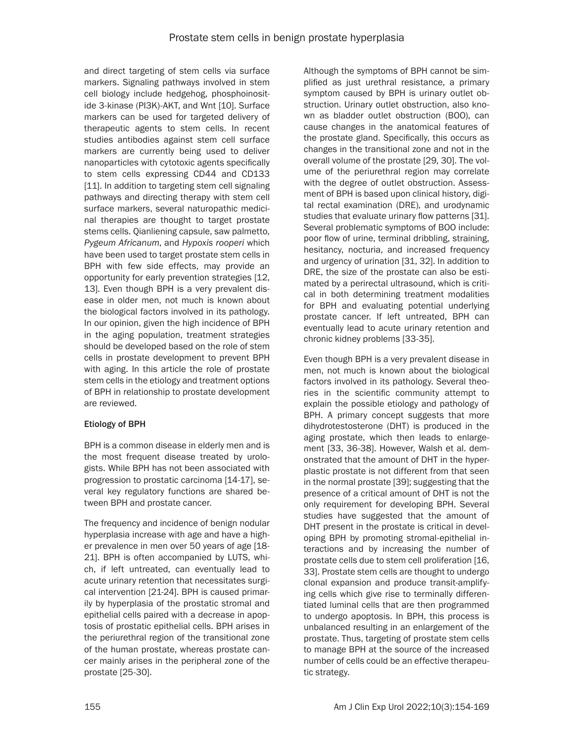and direct targeting of stem cells via surface markers. Signaling pathways involved in stem cell biology include hedgehog, phosphoinositide 3-kinase (PI3K)-AKT, and Wnt [10]. Surface markers can be used for targeted delivery of therapeutic agents to stem cells. In recent studies antibodies against stem cell surface markers are currently being used to deliver nanoparticles with cytotoxic agents specifically to stem cells expressing CD44 and CD133 [11]. In addition to targeting stem cell signaling pathways and directing therapy with stem cell surface markers, several naturopathic medicinal therapies are thought to target prostate stems cells. Qianliening capsule, saw palmetto, *Pygeum Africanum*, and *Hypoxis rooperi* which have been used to target prostate stem cells in BPH with few side effects, may provide an opportunity for early prevention strategies [12, 13]. Even though BPH is a very prevalent disease in older men, not much is known about the biological factors involved in its pathology. In our opinion, given the high incidence of BPH in the aging population, treatment strategies should be developed based on the role of stem cells in prostate development to prevent BPH with aging. In this article the role of prostate stem cells in the etiology and treatment options of BPH in relationship to prostate development are reviewed.

## Etiology of BPH

BPH is a common disease in elderly men and is the most frequent disease treated by urologists. While BPH has not been associated with progression to prostatic carcinoma [14-17], several key regulatory functions are shared between BPH and prostate cancer.

The frequency and incidence of benign nodular hyperplasia increase with age and have a higher prevalence in men over 50 years of age [18-21]. BPH is often accompanied by LUTS, which, if left untreated, can eventually lead to acute urinary retention that necessitates surgical intervention [21-24]. BPH is caused primarily by hyperplasia of the prostatic stromal and epithelial cells paired with a decrease in apoptosis of prostatic epithelial cells. BPH arises in the periurethral region of the transitional zone of the human prostate, whereas prostate cancer mainly arises in the peripheral zone of the prostate [25-30].

Although the symptoms of BPH cannot be simplified as just urethral resistance, a primary symptom caused by BPH is urinary outlet obstruction. Urinary outlet obstruction, also known as bladder outlet obstruction (BOO), can cause changes in the anatomical features of the prostate gland. Specifically, this occurs as changes in the transitional zone and not in the overall volume of the prostate [29, 30]. The volume of the periurethral region may correlate with the degree of outlet obstruction. Assessment of BPH is based upon clinical history, digital rectal examination (DRE), and urodynamic studies that evaluate urinary flow patterns [31]. Several problematic symptoms of BOO include: poor flow of urine, terminal dribbling, straining, hesitancy, nocturia, and increased frequency and urgency of urination [31, 32]. In addition to DRE, the size of the prostate can also be estimated by a perirectal ultrasound, which is critical in both determining treatment modalities for BPH and evaluating potential underlying prostate cancer. If left untreated, BPH can eventually lead to acute urinary retention and chronic kidney problems [33-35].

Even though BPH is a very prevalent disease in men, not much is known about the biological factors involved in its pathology. Several theories in the scientific community attempt to explain the possible etiology and pathology of BPH. A primary concept suggests that more dihydrotestosterone (DHT) is produced in the aging prostate, which then leads to enlargement [33, 36-38]. However, Walsh et al. demonstrated that the amount of DHT in the hyperplastic prostate is not different from that seen in the normal prostate [39]; suggesting that the presence of a critical amount of DHT is not the only requirement for developing BPH. Several studies have suggested that the amount of DHT present in the prostate is critical in developing BPH by promoting stromal-epithelial interactions and by increasing the number of prostate cells due to stem cell proliferation [16, 33]. Prostate stem cells are thought to undergo clonal expansion and produce transit-amplifying cells which give rise to terminally differentiated luminal cells that are then programmed to undergo apoptosis. In BPH, this process is unbalanced resulting in an enlargement of the prostate. Thus, targeting of prostate stem cells to manage BPH at the source of the increased number of cells could be an effective therapeutic strategy.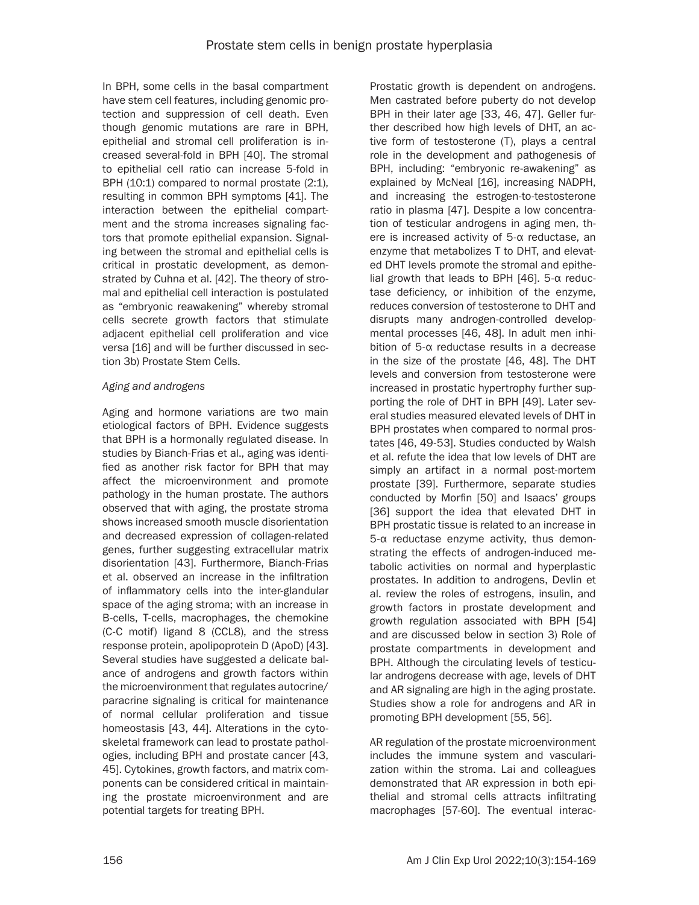In BPH, some cells in the basal compartment have stem cell features, including genomic protection and suppression of cell death. Even though genomic mutations are rare in BPH, epithelial and stromal cell proliferation is increased several-fold in BPH [40]. The stromal to epithelial cell ratio can increase 5-fold in BPH (10:1) compared to normal prostate (2:1), resulting in common BPH symptoms [41]. The interaction between the epithelial compartment and the stroma increases signaling factors that promote epithelial expansion. Signaling between the stromal and epithelial cells is critical in prostatic development, as demonstrated by Cuhna et al. [42]. The theory of stromal and epithelial cell interaction is postulated as "embryonic reawakening" whereby stromal cells secrete growth factors that stimulate adjacent epithelial cell proliferation and vice versa [16] and will be further discussed in section 3b) Prostate Stem Cells.

*Aging and androgens*

Aging and hormone variations are two main etiological factors of BPH. Evidence suggests that BPH is a hormonally regulated disease. In studies by Bianch-Frias et al., aging was identified as another risk factor for BPH that may affect the microenvironment and promote pathology in the human prostate. The authors observed that with aging, the prostate stroma shows increased smooth muscle disorientation and decreased expression of collagen-related genes, further suggesting extracellular matrix disorientation [43]. Furthermore, Bianch-Frias et al. observed an increase in the infiltration of inflammatory cells into the inter-glandular space of the aging stroma; with an increase in B-cells, T-cells, macrophages, the chemokine (C-C motif) ligand 8 (CCL8), and the stress response protein, apolipoprotein D (ApoD) [43]. Several studies have suggested a delicate balance of androgens and growth factors within the microenvironment that regulates autocrine/paracrine signaling is critical for maintenance of normal cellular proliferation and tissue homeostasis [43, 44]. Alterations in the cytoskeletal framework can lead to prostate pathologies, including BPH and prostate cancer [43, 45]. Cytokines, growth factors, and matrix components can be considered critical in maintaining the prostate microenvironment and are potential targets for treating BPH.

Prostatic growth is dependent on androgens. Men castrated before puberty do not develop BPH in their later age [33, 46, 47]. Geller further described how high levels of DHT, an active form of testosterone (T), plays a central role in the development and pathogenesis of BPH, including: "embryonic re-awakening" as explained by McNeal [16], increasing NADPH, and increasing the estrogen-to-testosterone ratio in plasma [47]. Despite a low concentration of testicular androgens in aging men, there is increased activity of 5-α reductase, an enzyme that metabolizes T to DHT, and elevated DHT levels promote the stromal and epithelial growth that leads to BPH [46]. 5-α reductase deficiency, or inhibition of the enzyme, reduces conversion of testosterone to DHT and disrupts many androgen-controlled developmental processes [46, 48]. In adult men inhibition of 5-α reductase results in a decrease in the size of the prostate [46, 48]. The DHT levels and conversion from testosterone were increased in prostatic hypertrophy further supporting the role of DHT in BPH [49]. Later several studies measured elevated levels of DHT in BPH prostates when compared to normal prostates [46, 49-53]. Studies conducted by Walsh et al. refute the idea that low levels of DHT are simply an artifact in a normal post-mortem prostate [39]. Furthermore, separate studies conducted by Morfin [50] and Isaacs' groups [36] support the idea that elevated DHT in BPH prostatic tissue is related to an increase in 5-α reductase enzyme activity, thus demonstrating the effects of androgen-induced metabolic activities on normal and hyperplastic prostates. In addition to androgens, Devlin et al. review the roles of estrogens, insulin, and growth factors in prostate development and growth regulation associated with BPH [54] and are discussed below in section 3) Role of prostate compartments in development and BPH. Although the circulating levels of testicular androgens decrease with age, levels of DHT and AR signaling are high in the aging prostate. Studies show a role for androgens and AR in promoting BPH development [55, 56].

AR regulation of the prostate microenvironment includes the immune system and vascularization within the stroma. Lai and colleagues demonstrated that AR expression in both epithelial and stromal cells attracts infiltrating macrophages [57-60]. The eventual interac-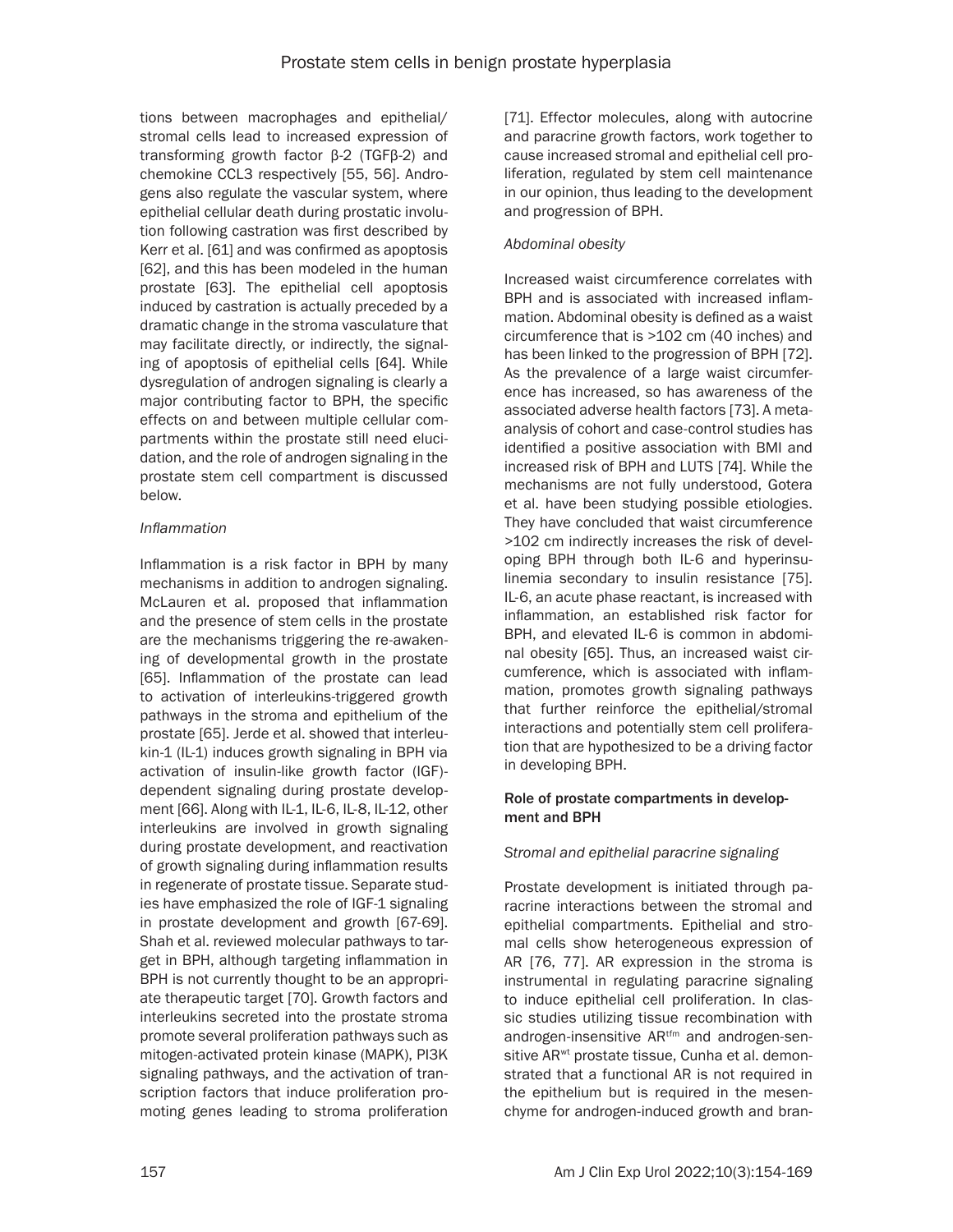tions between macrophages and epithelial/stromal cells lead to increased expression of transforming growth factor β-2 (TGFβ-2) and chemokine CCL3 respectively [55, 56]. Androgens also regulate the vascular system, where epithelial cellular death during prostatic involution following castration was first described by Kerr et al. [61] and was confirmed as apoptosis [62], and this has been modeled in the human prostate [63]. The epithelial cell apoptosis induced by castration is actually preceded by a dramatic change in the stroma vasculature that may facilitate directly, or indirectly, the signaling of apoptosis of epithelial cells [64]. While dysregulation of androgen signaling is clearly a major contributing factor to BPH, the specific effects on and between multiple cellular compartments within the prostate still need elucidation, and the role of androgen signaling in the prostate stem cell compartment is discussed below.

*Inflammation*

Inflammation is a risk factor in BPH by many mechanisms in addition to androgen signaling. McLauren et al. proposed that inflammation and the presence of stem cells in the prostate are the mechanisms triggering the re-awakening of developmental growth in the prostate [65]. Inflammation of the prostate can lead to activation of interleukins-triggered growth pathways in the stroma and epithelium of the prostate [65]. Jerde et al. showed that interleukin-1 (IL-1) induces growth signaling in BPH via activation of insulin-like growth factor (IGF)-dependent signaling during prostate development [66]. Along with IL-1, IL-6, IL-8, IL-12, other interleukins are involved in growth signaling during prostate development, and reactivation of growth signaling during inflammation results in regenerate of prostate tissue. Separate studies have emphasized the role of IGF-1 signaling in prostate development and growth [67-69]. Shah et al. reviewed molecular pathways to target in BPH, although targeting inflammation in BPH is not currently thought to be an appropriate therapeutic target [70]. Growth factors and interleukins secreted into the prostate stroma promote several proliferation pathways such as mitogen-activated protein kinase (MAPK), PI3K signaling pathways, and the activation of transcription factors that induce proliferation promoting genes leading to stroma proliferation [71]. Effector molecules, along with autocrine and paracrine growth factors, work together to cause increased stromal and epithelial cell proliferation, regulated by stem cell maintenance in our opinion, thus leading to the development and progression of BPH.

*Abdominal obesity*

Increased waist circumference correlates with BPH and is associated with increased inflammation. Abdominal obesity is defined as a waist circumference that is >102 cm (40 inches) and has been linked to the progression of BPH [72]. As the prevalence of a large waist circumference has increased, so has awareness of the associated adverse health factors [73]. A meta-analysis of cohort and case-control studies has identified a positive association with BMI and increased risk of BPH and LUTS [74]. While the mechanisms are not fully understood, Gotera et al. have been studying possible etiologies. They have concluded that waist circumference >102 cm indirectly increases the risk of developing BPH through both IL-6 and hyperinsulinemia secondary to insulin resistance [75]. IL-6, an acute phase reactant, is increased with inflammation, an established risk factor for BPH, and elevated IL-6 is common in abdominal obesity [65]. Thus, an increased waist circumference, which is associated with inflammation, promotes growth signaling pathways that further reinforce the epithelial/stromal interactions and potentially stem cell proliferation that are hypothesized to be a driving factor in developing BPH.

**Role of prostate compartments in development and BPH**

*Stromal and epithelial paracrine signaling*

Prostate development is initiated through paracrine interactions between the stromal and epithelial compartments. Epithelial and stromal cells show heterogeneous expression of AR [76, 77]. AR expression in the stroma is instrumental in regulating paracrine signaling to induce epithelial cell proliferation. In classic studies utilizing tissue recombination with androgen-insensitive $AR^{tfm}$ and androgen-sensitive $AR^{wt}$ prostate tissue, Cunha et al. demonstrated that a functional AR is not required in the epithelium but is required in the mesenchyme for androgen-induced growth and bran-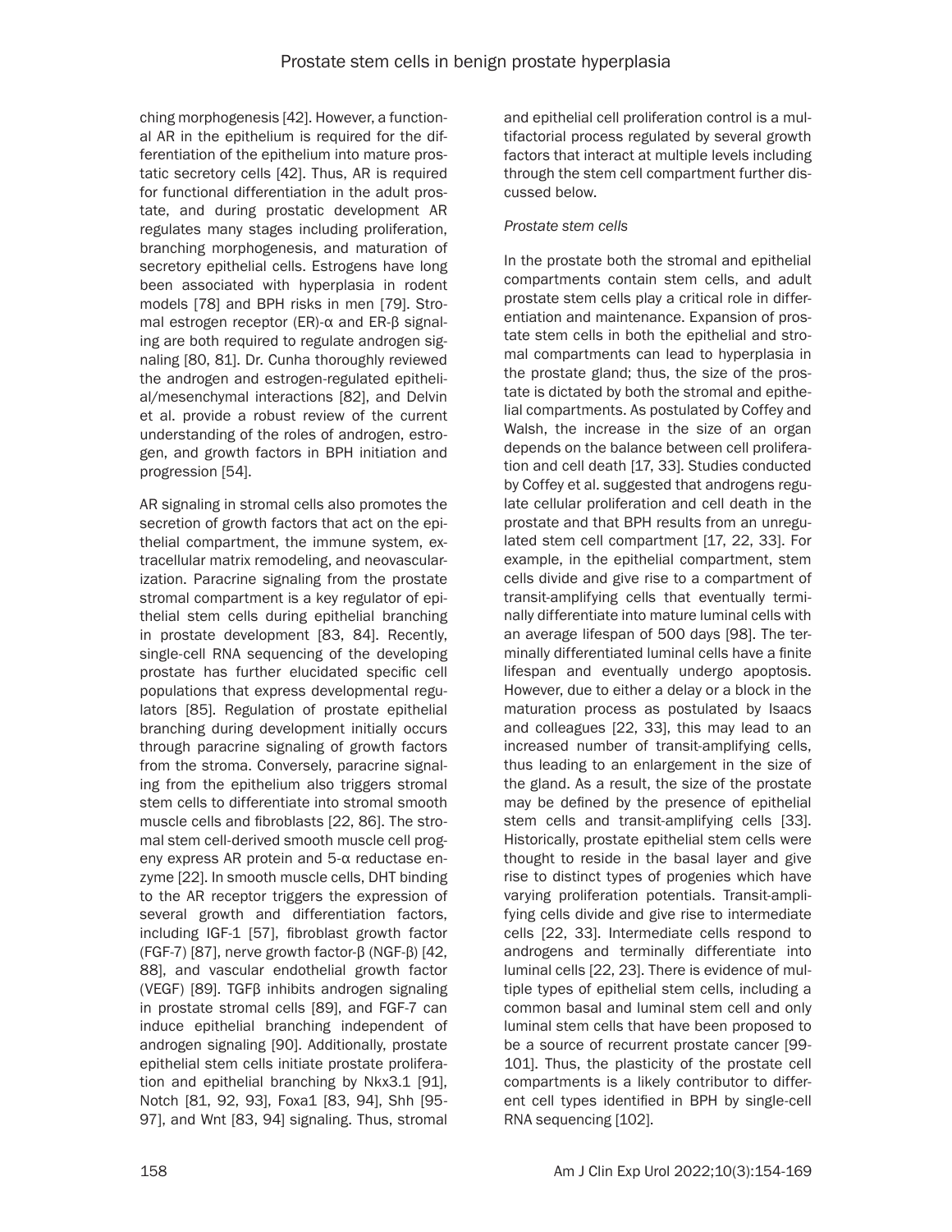ching morphogenesis [42]. However, a functional AR in the epithelium is required for the differentiation of the epithelium into mature prostatic secretory cells [42]. Thus, AR is required for functional differentiation in the adult prostate, and during prostatic development AR regulates many stages including proliferation, branching morphogenesis, and maturation of secretory epithelial cells. Estrogens have long been associated with hyperplasia in rodent models [78] and BPH risks in men [79]. Stromal estrogen receptor (ER)-α and ER-β signaling are both required to regulate androgen signaling [80, 81]. Dr. Cunha thoroughly reviewed the androgen and estrogen-regulated epithelial/mesenchymal interactions [82], and Delvin et al. provide a robust review of the current understanding of the roles of androgen, estrogen, and growth factors in BPH initiation and progression [54].

AR signaling in stromal cells also promotes the secretion of growth factors that act on the epithelial compartment, the immune system, extracellular matrix remodeling, and neovascularization. Paracrine signaling from the prostate stromal compartment is a key regulator of epithelial stem cells during epithelial branching in prostate development [83, 84]. Recently, single-cell RNA sequencing of the developing prostate has further elucidated specific cell populations that express developmental regulators [85]. Regulation of prostate epithelial branching during development initially occurs through paracrine signaling of growth factors from the stroma. Conversely, paracrine signaling from the epithelium also triggers stromal stem cells to differentiate into stromal smooth muscle cells and fibroblasts [22, 86]. The stromal stem cell-derived smooth muscle cell progeny express AR protein and 5-α reductase enzyme [22]. In smooth muscle cells, DHT binding to the AR receptor triggers the expression of several growth and differentiation factors, including IGF-1 [57], fibroblast growth factor (FGF-7) [87], nerve growth factor-β (NGF-β) [42, 88], and vascular endothelial growth factor (VEGF) [89]. TGFβ inhibits androgen signaling in prostate stromal cells [89], and FGF-7 can induce epithelial branching independent of androgen signaling [90]. Additionally, prostate epithelial stem cells initiate prostate proliferation and epithelial branching by Nkx3.1 [91], Notch [81, 92, 93], Foxa1 [83, 94], Shh [95-97], and Wnt [83, 94] signaling. Thus, stromal and epithelial cell proliferation control is a multifactorial process regulated by several growth factors that interact at multiple levels including through the stem cell compartment further discussed below.

*Prostate stem cells*

In the prostate both the stromal and epithelial compartments contain stem cells, and adult prostate stem cells play a critical role in differentiation and maintenance. Expansion of prostate stem cells in both the epithelial and stromal compartments can lead to hyperplasia in the prostate gland; thus, the size of the prostate is dictated by both the stromal and epithelial compartments. As postulated by Coffey and Walsh, the increase in the size of an organ depends on the balance between cell proliferation and cell death [17, 33]. Studies conducted by Coffey et al. suggested that androgens regulate cellular proliferation and cell death in the prostate and that BPH results from an unregulated stem cell compartment [17, 22, 33]. For example, in the epithelial compartment, stem cells divide and give rise to a compartment of transit-amplifying cells that eventually terminally differentiate into mature luminal cells with an average lifespan of 500 days [98]. The terminally differentiated luminal cells have a finite lifespan and eventually undergo apoptosis. However, due to either a delay or a block in the maturation process as postulated by Isaacs and colleagues [22, 33], this may lead to an increased number of transit-amplifying cells, thus leading to an enlargement in the size of the gland. As a result, the size of the prostate may be defined by the presence of epithelial stem cells and transit-amplifying cells [33]. Historically, prostate epithelial stem cells were thought to reside in the basal layer and give rise to distinct types of progenies which have varying proliferation potentials. Transit-amplifying cells divide and give rise to intermediate cells [22, 33]. Intermediate cells respond to androgens and terminally differentiate into luminal cells [22, 23]. There is evidence of multiple types of epithelial stem cells, including a common basal and luminal stem cell and only luminal stem cells that have been proposed to be a source of recurrent prostate cancer [99-101]. Thus, the plasticity of the prostate cell compartments is a likely contributor to different cell types identified in BPH by single-cell RNA sequencing [102].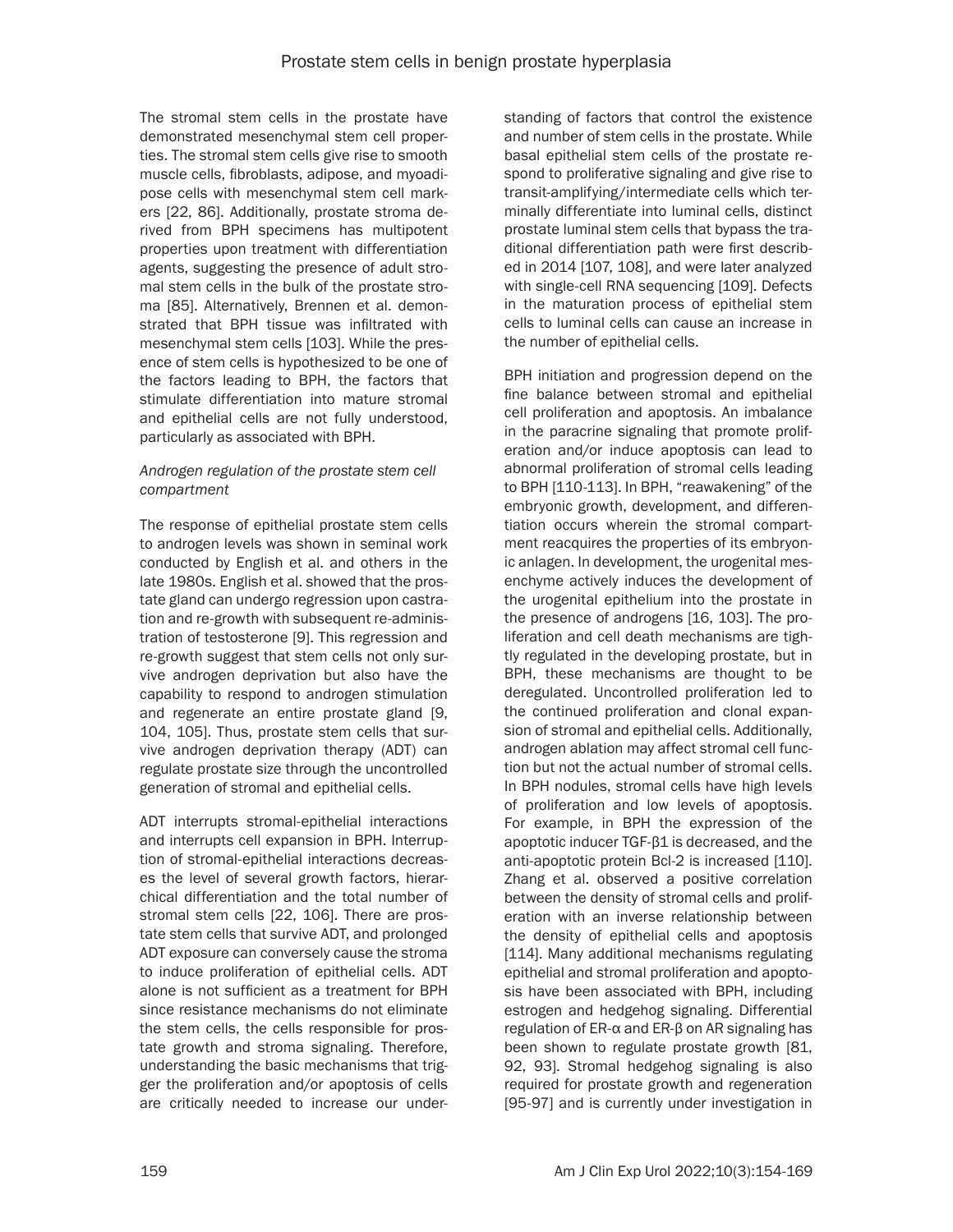The stromal stem cells in the prostate have demonstrated mesenchymal stem cell properties. The stromal stem cells give rise to smooth muscle cells, fibroblasts, adipose, and myoadipose cells with mesenchymal stem cell markers [22, 86]. Additionally, prostate stroma derived from BPH specimens has multipotent properties upon treatment with differentiation agents, suggesting the presence of adult stromal stem cells in the bulk of the prostate stroma [85]. Alternatively, Brennen et al. demonstrated that BPH tissue was infiltrated with mesenchymal stem cells [103]. While the presence of stem cells is hypothesized to be one of the factors leading to BPH, the factors that stimulate differentiation into mature stromal and epithelial cells are not fully understood, particularly as associated with BPH.

### *Androgen regulation of the prostate stem cell compartment*

The response of epithelial prostate stem cells to androgen levels was shown in seminal work conducted by English et al. and others in the late 1980s. English et al. showed that the prostate gland can undergo regression upon castration and re-growth with subsequent re-administration of testosterone [9]. This regression and re-growth suggest that stem cells not only survive androgen deprivation but also have the capability to respond to androgen stimulation and regenerate an entire prostate gland [9, 104, 105]. Thus, prostate stem cells that survive androgen deprivation therapy (ADT) can regulate prostate size through the uncontrolled generation of stromal and epithelial cells.

ADT interrupts stromal-epithelial interactions and interrupts cell expansion in BPH. Interruption of stromal-epithelial interactions decreases the level of several growth factors, hierarchical differentiation and the total number of stromal stem cells [22, 106]. There are prostate stem cells that survive ADT, and prolonged ADT exposure can conversely cause the stroma to induce proliferation of epithelial cells. ADT alone is not sufficient as a treatment for BPH since resistance mechanisms do not eliminate the stem cells, the cells responsible for prostate growth and stroma signaling. Therefore, understanding the basic mechanisms that trigger the proliferation and/or apoptosis of cells are critically needed to increase our understanding of factors that control the existence and number of stem cells in the prostate. While basal epithelial stem cells of the prostate respond to proliferative signaling and give rise to transit-amplifying/intermediate cells which terminally differentiate into luminal cells, distinct prostate luminal stem cells that bypass the traditional differentiation path were first described in 2014 [107, 108], and were later analyzed with single-cell RNA sequencing [109]. Defects in the maturation process of epithelial stem cells to luminal cells can cause an increase in the number of epithelial cells.

BPH initiation and progression depend on the fine balance between stromal and epithelial cell proliferation and apoptosis. An imbalance in the paracrine signaling that promote proliferation and/or induce apoptosis can lead to abnormal proliferation of stromal cells leading to BPH [110-113]. In BPH, "reawakening" of the embryonic growth, development, and differentiation occurs wherein the stromal compartment reacquires the properties of its embryonic anlagen. In development, the urogenital mesenchyme actively induces the development of the urogenital epithelium into the prostate in the presence of androgens [16, 103]. The proliferation and cell death mechanisms are tightly regulated in the developing prostate, but in BPH, these mechanisms are thought to be deregulated. Uncontrolled proliferation led to the continued proliferation and clonal expansion of stromal and epithelial cells. Additionally, androgen ablation may affect stromal cell function but not the actual number of stromal cells. In BPH nodules, stromal cells have high levels of proliferation and low levels of apoptosis. For example, in BPH the expression of the apoptotic inducer TGF-β1 is decreased, and the anti-apoptotic protein Bcl-2 is increased [110]. Zhang et al. observed a positive correlation between the density of stromal cells and proliferation with an inverse relationship between the density of epithelial cells and apoptosis [114]. Many additional mechanisms regulating epithelial and stromal proliferation and apoptosis have been associated with BPH, including estrogen and hedgehog signaling. Differential regulation of ER-α and ER-β on AR signaling has been shown to regulate prostate growth [81, 92, 93]. Stromal hedgehog signaling is also required for prostate growth and regeneration [95-97] and is currently under investigation in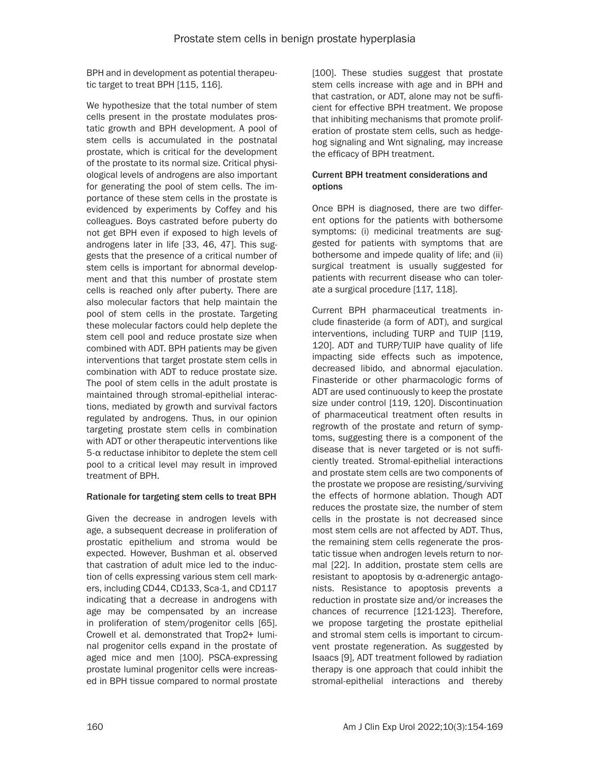BPH and in development as potential therapeutic target to treat BPH [115, 116].

We hypothesize that the total number of stem cells present in the prostate modulates prostatic growth and BPH development. A pool of stem cells is accumulated in the postnatal prostate, which is critical for the development of the prostate to its normal size. Critical physiological levels of androgens are also important for generating the pool of stem cells. The importance of these stem cells in the prostate is evidenced by experiments by Coffey and his colleagues. Boys castrated before puberty do not get BPH even if exposed to high levels of androgens later in life [33, 46, 47]. This suggests that the presence of a critical number of stem cells is important for abnormal development and that this number of prostate stem cells is reached only after puberty. There are also molecular factors that help maintain the pool of stem cells in the prostate. Targeting these molecular factors could help deplete the stem cell pool and reduce prostate size when combined with ADT. BPH patients may be given interventions that target prostate stem cells in combination with ADT to reduce prostate size. The pool of stem cells in the adult prostate is maintained through stromal-epithelial interactions, mediated by growth and survival factors regulated by androgens. Thus, in our opinion targeting prostate stem cells in combination with ADT or other therapeutic interventions like 5-α reductase inhibitor to deplete the stem cell pool to a critical level may result in improved treatment of BPH.

### Rationale for targeting stem cells to treat BPH

Given the decrease in androgen levels with age, a subsequent decrease in proliferation of prostatic epithelium and stroma would be expected. However, Bushman et al. observed that castration of adult mice led to the induction of cells expressing various stem cell markers, including CD44, CD133, Sca-1, and CD117 indicating that a decrease in androgens with age may be compensated by an increase in proliferation of stem/progenitor cells [65]. Crowell et al. demonstrated that Trop2+ luminal progenitor cells expand in the prostate of aged mice and men [100]. PSCA-expressing prostate luminal progenitor cells were increased in BPH tissue compared to normal prostate [100]. These studies suggest that prostate stem cells increase with age and in BPH and that castration, or ADT, alone may not be sufficient for effective BPH treatment. We propose that inhibiting mechanisms that promote proliferation of prostate stem cells, such as hedgehog signaling and Wnt signaling, may increase the efficacy of BPH treatment.

### Current BPH treatment considerations and options

Once BPH is diagnosed, there are two different options for the patients with bothersome symptoms: (i) medicinal treatments are suggested for patients with symptoms that are bothersome and impede quality of life; and (ii) surgical treatment is usually suggested for patients with recurrent disease who can tolerate a surgical procedure [117, 118].

Current BPH pharmaceutical treatments include finasteride (a form of ADT), and surgical interventions, including TURP and TUIP [119, 120]. ADT and TURP/TUIP have quality of life impacting side effects such as impotence, decreased libido, and abnormal ejaculation. Finasteride or other pharmacologic forms of ADT are used continuously to keep the prostate size under control [119, 120]. Discontinuation of pharmaceutical treatment often results in regrowth of the prostate and return of symptoms, suggesting there is a component of the disease that is never targeted or is not sufficiently treated. Stromal-epithelial interactions and prostate stem cells are two components of the prostate we propose are resisting/surviving the effects of hormone ablation. Though ADT reduces the prostate size, the number of stem cells in the prostate is not decreased since most stem cells are not affected by ADT. Thus, the remaining stem cells regenerate the prostatic tissue when androgen levels return to normal [22]. In addition, prostate stem cells are resistant to apoptosis by α-adrenergic antagonists. Resistance to apoptosis prevents a reduction in prostate size and/or increases the chances of recurrence [121-123]. Therefore, we propose targeting the prostate epithelial and stromal stem cells is important to circumvent prostate regeneration. As suggested by Isaacs [9], ADT treatment followed by radiation therapy is one approach that could inhibit the stromal-epithelial interactions and thereby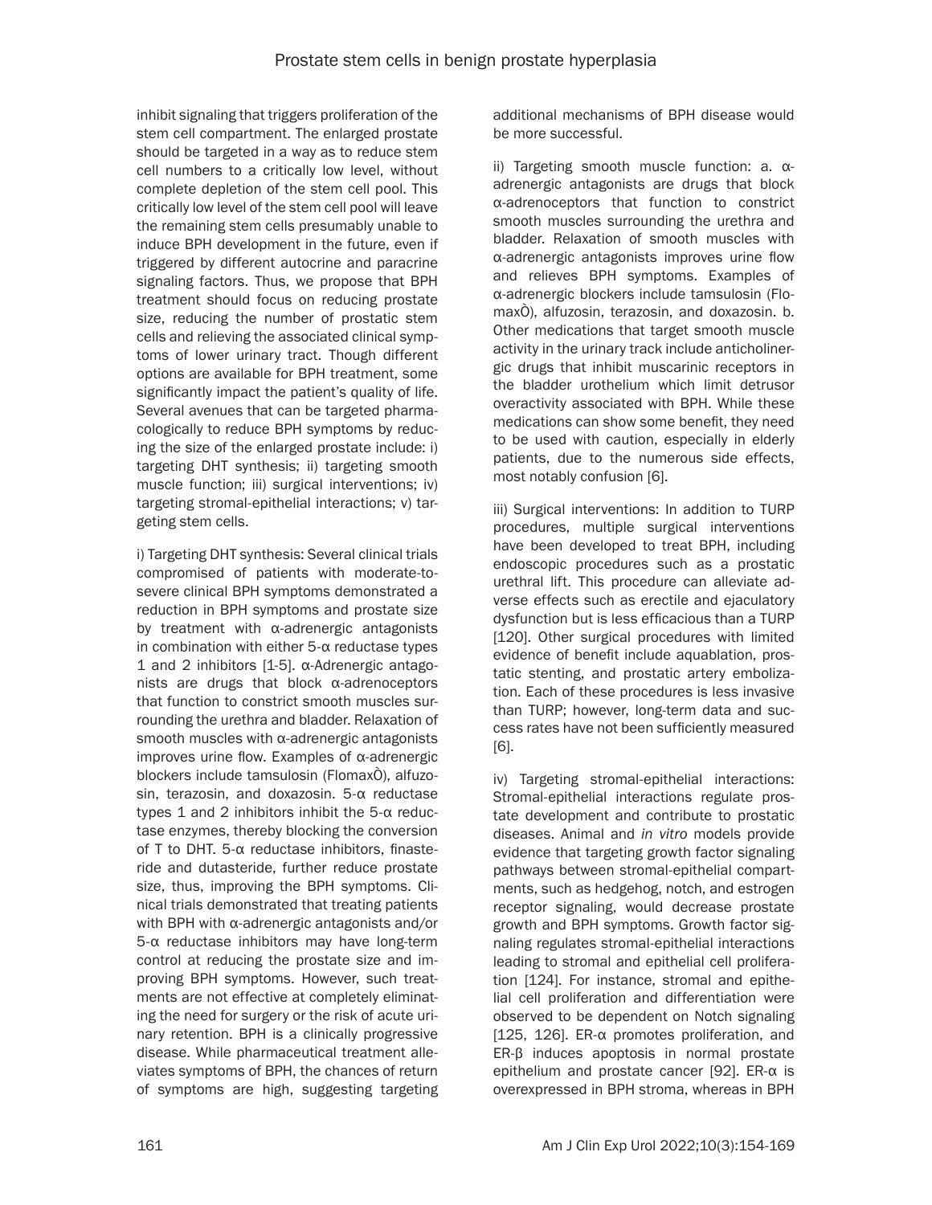inhibit signaling that triggers proliferation of the stem cell compartment. The enlarged prostate should be targeted in a way as to reduce stem cell numbers to a critically low level, without complete depletion of the stem cell pool. This critically low level of the stem cell pool will leave the remaining stem cells presumably unable to induce BPH development in the future, even if triggered by different autocrine and paracrine signaling factors. Thus, we propose that BPH treatment should focus on reducing prostate size, reducing the number of prostatic stem cells and relieving the associated clinical symptoms of lower urinary tract. Though different options are available for BPH treatment, some significantly impact the patient's quality of life. Several avenues that can be targeted pharmacologically to reduce BPH symptoms by reducing the size of the enlarged prostate include: i) targeting DHT synthesis; ii) targeting smooth muscle function; iii) surgical interventions; iv) targeting stromal-epithelial interactions; v) targeting stem cells.

i) Targeting DHT synthesis: Several clinical trials compromised of patients with moderate-to-severe clinical BPH symptoms demonstrated a reduction in BPH symptoms and prostate size by treatment with α-adrenergic antagonists in combination with either 5-α reductase types 1 and 2 inhibitors [1-5]. α-Adrenergic antagonists are drugs that block α-adrenoceptors that function to constrict smooth muscles surrounding the urethra and bladder. Relaxation of smooth muscles with α-adrenergic antagonists improves urine flow. Examples of α-adrenergic blockers include tamsulosin (FlomaxÒ), alfuzosin, terazosin, and doxazosin. 5-α reductase types 1 and 2 inhibitors inhibit the 5-α reductase enzymes, thereby blocking the conversion of T to DHT. 5-α reductase inhibitors, finasteride and dutasteride, further reduce prostate size, thus, improving the BPH symptoms. Clinical trials demonstrated that treating patients with BPH with α-adrenergic antagonists and/or 5-α reductase inhibitors may have long-term control at reducing the prostate size and improving BPH symptoms. However, such treatments are not effective at completely eliminating the need for surgery or the risk of acute urinary retention. BPH is a clinically progressive disease. While pharmaceutical treatment alleviates symptoms of BPH, the chances of return of symptoms are high, suggesting targeting additional mechanisms of BPH disease would be more successful.

ii) Targeting smooth muscle function: a. α-adrenergic antagonists are drugs that block α-adrenoceptors that function to constrict smooth muscles surrounding the urethra and bladder. Relaxation of smooth muscles with α-adrenergic antagonists improves urine flow and relieves BPH symptoms. Examples of α-adrenergic blockers include tamsulosin (FlomaxÒ), alfuzosin, terazosin, and doxazosin. b. Other medications that target smooth muscle activity in the urinary track include anticholinergic drugs that inhibit muscarinic receptors in the bladder urothelium which limit detrusor overactivity associated with BPH. While these medications can show some benefit, they need to be used with caution, especially in elderly patients, due to the numerous side effects, most notably confusion [6].

iii) Surgical interventions: In addition to TURP procedures, multiple surgical interventions have been developed to treat BPH, including endoscopic procedures such as a prostatic urethral lift. This procedure can alleviate adverse effects such as erectile and ejaculatory dysfunction but is less efficacious than a TURP [120]. Other surgical procedures with limited evidence of benefit include aquablation, prostatic stenting, and prostatic artery embolization. Each of these procedures is less invasive than TURP; however, long-term data and success rates have not been sufficiently measured [6].

iv) Targeting stromal-epithelial interactions: Stromal-epithelial interactions regulate prostate development and contribute to prostatic diseases. Animal and *in vitro* models provide evidence that targeting growth factor signaling pathways between stromal-epithelial compartments, such as hedgehog, notch, and estrogen receptor signaling, would decrease prostate growth and BPH symptoms. Growth factor signaling regulates stromal-epithelial interactions leading to stromal and epithelial cell proliferation [124]. For instance, stromal and epithelial cell proliferation and differentiation were observed to be dependent on Notch signaling [125, 126]. ER-α promotes proliferation, and ER-β induces apoptosis in normal prostate epithelium and prostate cancer [92]. ER-α is overexpressed in BPH stroma, whereas in BPH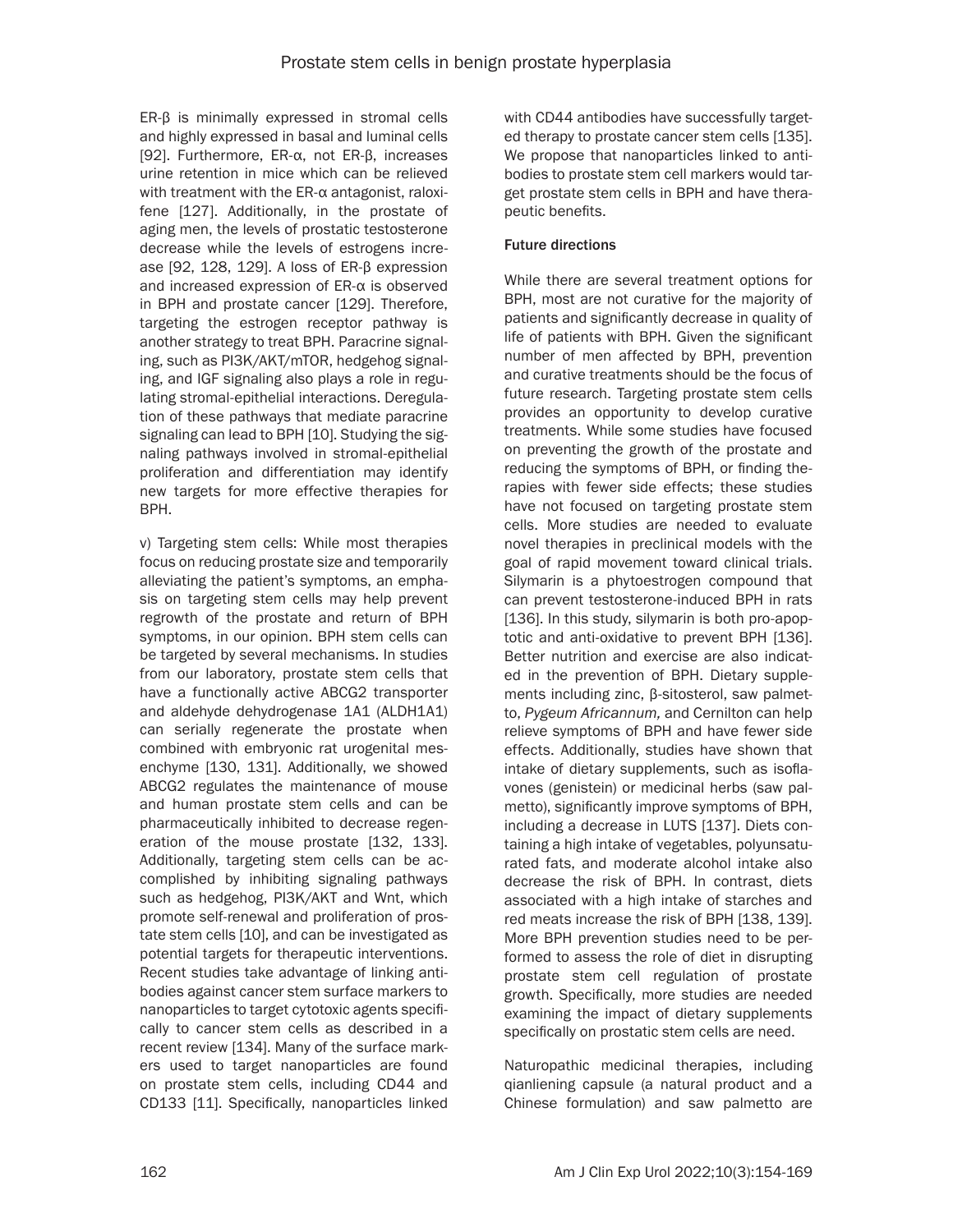ER-β is minimally expressed in stromal cells and highly expressed in basal and luminal cells [92]. Furthermore, ER-α, not ER-β, increases urine retention in mice which can be relieved with treatment with the ER-α antagonist, raloxifene [127]. Additionally, in the prostate of aging men, the levels of prostatic testosterone decrease while the levels of estrogens increase [92, 128, 129]. A loss of ER-β expression and increased expression of ER-α is observed in BPH and prostate cancer [129]. Therefore, targeting the estrogen receptor pathway is another strategy to treat BPH. Paracrine signaling, such as PI3K/AKT/mTOR, hedgehog signaling, and IGF signaling also plays a role in regulating stromal-epithelial interactions. Deregulation of these pathways that mediate paracrine signaling can lead to BPH [10]. Studying the signaling pathways involved in stromal-epithelial proliferation and differentiation may identify new targets for more effective therapies for BPH.

v) Targeting stem cells: While most therapies focus on reducing prostate size and temporarily alleviating the patient's symptoms, an emphasis on targeting stem cells may help prevent regrowth of the prostate and return of BPH symptoms, in our opinion. BPH stem cells can be targeted by several mechanisms. In studies from our laboratory, prostate stem cells that have a functionally active ABCG2 transporter and aldehyde dehydrogenase 1A1 (ALDH1A1) can serially regenerate the prostate when combined with embryonic rat urogenital mesenchyme [130, 131]. Additionally, we showed ABCG2 regulates the maintenance of mouse and human prostate stem cells and can be pharmaceutically inhibited to decrease regeneration of the mouse prostate [132, 133]. Additionally, targeting stem cells can be accomplished by inhibiting signaling pathways such as hedgehog, PI3K/AKT and Wnt, which promote self-renewal and proliferation of prostate stem cells [10], and can be investigated as potential targets for therapeutic interventions. Recent studies take advantage of linking antibodies against cancer stem surface markers to nanoparticles to target cytotoxic agents specifically to cancer stem cells as described in a recent review [134]. Many of the surface markers used to target nanoparticles are found on prostate stem cells, including CD44 and CD133 [11]. Specifically, nanoparticles linked with CD44 antibodies have successfully targeted therapy to prostate cancer stem cells [135]. We propose that nanoparticles linked to antibodies to prostate stem cell markers would target prostate stem cells in BPH and have therapeutic benefits.

#### Future directions

While there are several treatment options for BPH, most are not curative for the majority of patients and significantly decrease in quality of life of patients with BPH. Given the significant number of men affected by BPH, prevention and curative treatments should be the focus of future research. Targeting prostate stem cells provides an opportunity to develop curative treatments. While some studies have focused on preventing the growth of the prostate and reducing the symptoms of BPH, or finding therapies with fewer side effects; these studies have not focused on targeting prostate stem cells. More studies are needed to evaluate novel therapies in preclinical models with the goal of rapid movement toward clinical trials. Silymarin is a phytoestrogen compound that can prevent testosterone-induced BPH in rats [136]. In this study, silymarin is both pro-apoptotic and anti-oxidative to prevent BPH [136]. Better nutrition and exercise are also indicated in the prevention of BPH. Dietary supplements including zinc, β-sitosterol, saw palmetto, *Pygeum Africannum,* and Cernilton can help relieve symptoms of BPH and have fewer side effects. Additionally, studies have shown that intake of dietary supplements, such as isoflavones (genistein) or medicinal herbs (saw palmetto), significantly improve symptoms of BPH, including a decrease in LUTS [137]. Diets containing a high intake of vegetables, polyunsaturated fats, and moderate alcohol intake also decrease the risk of BPH. In contrast, diets associated with a high intake of starches and red meats increase the risk of BPH [138, 139]. More BPH prevention studies need to be performed to assess the role of diet in disrupting prostate stem cell regulation of prostate growth. Specifically, more studies are needed examining the impact of dietary supplements specifically on prostatic stem cells are need.

Naturopathic medicinal therapies, including qianliening capsule (a natural product and a Chinese formulation) and saw palmetto are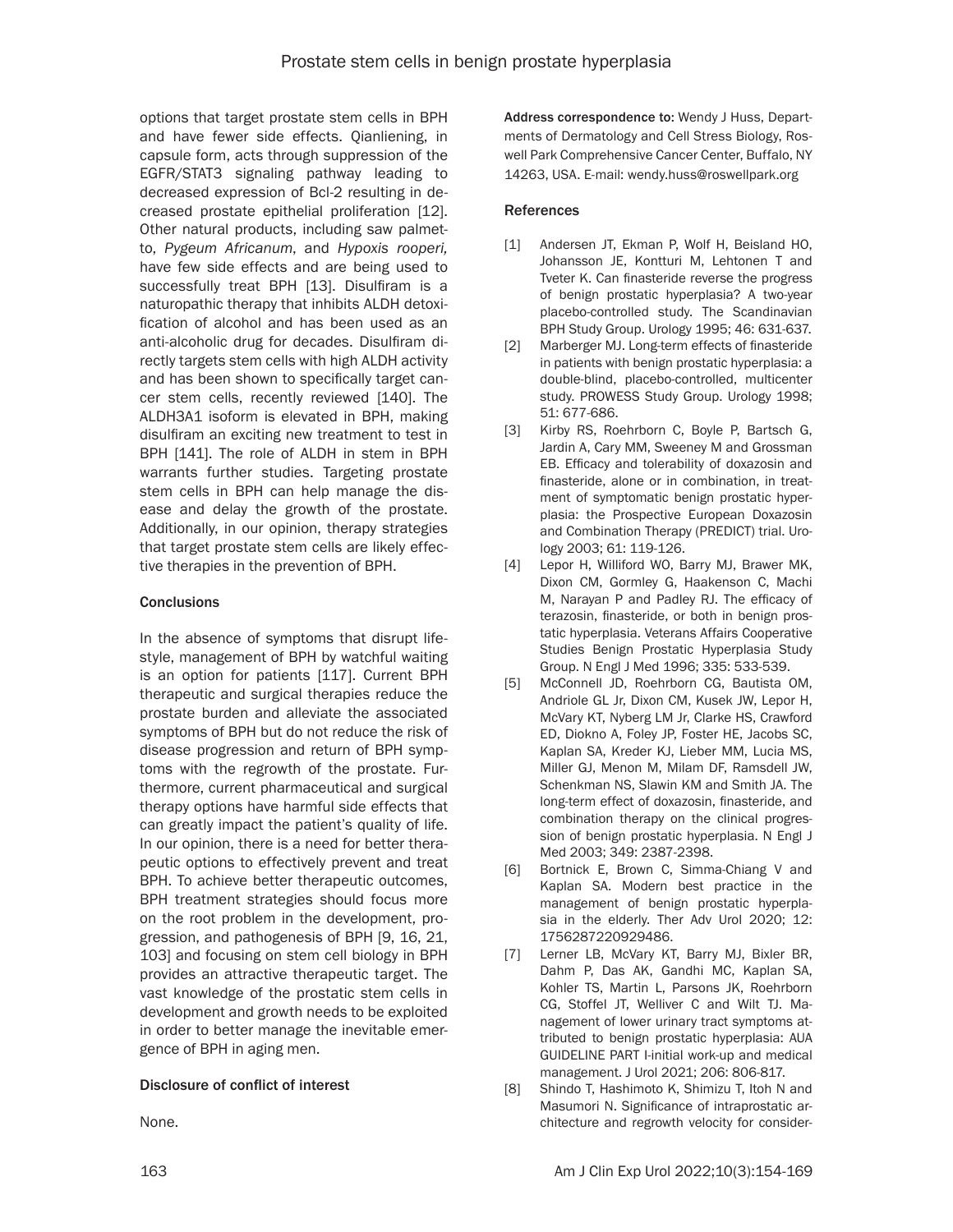options that target prostate stem cells in BPH and have fewer side effects. Qianliening, in capsule form, acts through suppression of the EGFR/STAT3 signaling pathway leading to decreased expression of Bcl-2 resulting in decreased prostate epithelial proliferation [12]. Other natural products, including saw palmetto, *Pygeum Africanum*, and *Hypoxis rooperi,* have few side effects and are being used to successfully treat BPH [13]. Disulfiram is a naturopathic therapy that inhibits ALDH detoxification of alcohol and has been used as an anti-alcoholic drug for decades. Disulfiram directly targets stem cells with high ALDH activity and has been shown to specifically target cancer stem cells, recently reviewed [140]. The ALDH3A1 isoform is elevated in BPH, making disulfiram an exciting new treatment to test in BPH [141]. The role of ALDH in stem in BPH warrants further studies. Targeting prostate stem cells in BPH can help manage the disease and delay the growth of the prostate. Additionally, in our opinion, therapy strategies that target prostate stem cells are likely effective therapies in the prevention of BPH.

## Conclusions

In the absence of symptoms that disrupt lifestyle, management of BPH by watchful waiting is an option for patients [117]. Current BPH therapeutic and surgical therapies reduce the prostate burden and alleviate the associated symptoms of BPH but do not reduce the risk of disease progression and return of BPH symptoms with the regrowth of the prostate. Furthermore, current pharmaceutical and surgical therapy options have harmful side effects that can greatly impact the patient's quality of life. In our opinion, there is a need for better therapeutic options to effectively prevent and treat BPH. To achieve better therapeutic outcomes, BPH treatment strategies should focus more on the root problem in the development, progression, and pathogenesis of BPH [9, 16, 21, 103] and focusing on stem cell biology in BPH provides an attractive therapeutic target. The vast knowledge of the prostatic stem cells in development and growth needs to be exploited in order to better manage the inevitable emergence of BPH in aging men.

## Disclosure of conflict of interest

None.

**Address correspondence to:** Wendy J Huss, Departments of Dermatology and Cell Stress Biology, Roswell Park Comprehensive Cancer Center, Buffalo, NY 14263, USA. E-mail: wendy.huss@roswellpark.org

## References

[1] Andersen JT, Ekman P, Wolf H, Beisland HO, Johansson JE, Kontturi M, Lehtonen T and Tveter K. Can finasteride reverse the progress of benign prostatic hyperplasia? A two-year placebo-controlled study. The Scandinavian BPH Study Group. Urology 1995; 46: 631-637.

[2] Marberger MJ. Long-term effects of finasteride in patients with benign prostatic hyperplasia: a double-blind, placebo-controlled, multicenter study. PROWESS Study Group. Urology 1998; 51: 677-686.

[3] Kirby RS, Roehrborn C, Boyle P, Bartsch G, Jardin A, Cary MM, Sweeney M and Grossman EB. Efficacy and tolerability of doxazosin and finasteride, alone or in combination, in treatment of symptomatic benign prostatic hyperplasia: the Prospective European Doxazosin and Combination Therapy (PREDICT) trial. Urology 2003; 61: 119-126.

[4] Lepor H, Williford WO, Barry MJ, Brawer MK, Dixon CM, Gormley G, Haakenson C, Machi M, Narayan P and Padley RJ. The efficacy of terazosin, finasteride, or both in benign prostatic hyperplasia. Veterans Affairs Cooperative Studies Benign Prostatic Hyperplasia Study Group. N Engl J Med 1996; 335: 533-539.

[5] McConnell JD, Roehrborn CG, Bautista OM, Andriole GL Jr, Dixon CM, Kusek JW, Lepor H, McVary KT, Nyberg LM Jr, Clarke HS, Crawford ED, Diokno A, Foley JP, Foster HE, Jacobs SC, Kaplan SA, Kreder KJ, Lieber MM, Lucia MS, Miller GJ, Menon M, Milam DF, Ramsdell JW, Schenkman NS, Slawin KM and Smith JA. The long-term effect of doxazosin, finasteride, and combination therapy on the clinical progression of benign prostatic hyperplasia. N Engl J Med 2003; 349: 2387-2398.

[6] Bortnick E, Brown C, Simma-Chiang V and Kaplan SA. Modern best practice in the management of benign prostatic hyperplasia in the elderly. Ther Adv Urol 2020; 12: 1756287220929486.

[7] Lerner LB, McVary KT, Barry MJ, Bixler BR, Dahm P, Das AK, Gandhi MC, Kaplan SA, Kohler TS, Martin L, Parsons JK, Roehrborn CG, Stoffel JT, Welliver C and Wilt TJ. Management of lower urinary tract symptoms attributed to benign prostatic hyperplasia: AUA GUIDELINE PART I-initial work-up and medical management. J Urol 2021; 206: 806-817.

[8] Shindo T, Hashimoto K, Shimizu T, Itoh N and Masumori N. Significance of intraprostatic architecture and regrowth velocity for consider-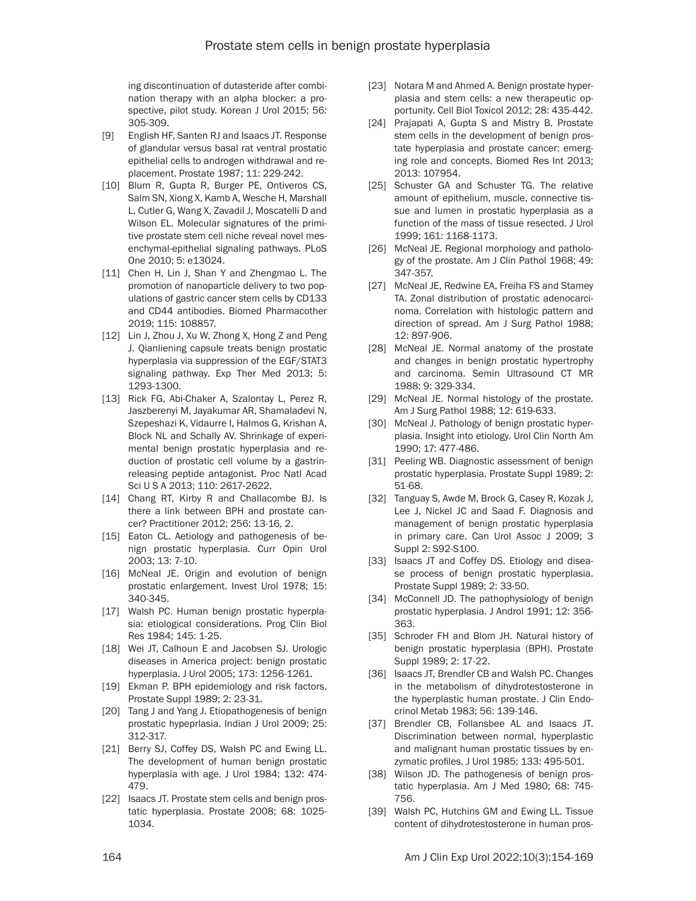ing discontinuation of dutasteride after combination therapy with an alpha blocker: a prospective, pilot study. Korean J Urol 2015; 56: 305-309.

[9] English HF, Santen RJ and Isaacs JT. Response of glandular versus basal rat ventral prostatic epithelial cells to androgen withdrawal and replacement. Prostate 1987; 11: 229-242.

[10] Blum R, Gupta R, Burger PE, Ontiveros CS, Salm SN, Xiong X, Kamb A, Wesche H, Marshall L, Cutler G, Wang X, Zavadil J, Moscatelli D and Wilson EL. Molecular signatures of the primitive prostate stem cell niche reveal novel mesenchymal-epithelial signaling pathways. PLoS One 2010; 5: e13024.

[11] Chen H, Lin J, Shan Y and Zhengmao L. The promotion of nanoparticle delivery to two populations of gastric cancer stem cells by CD133 and CD44 antibodies. Biomed Pharmacother 2019; 115: 108857.

[12] Lin J, Zhou J, Xu W, Zhong X, Hong Z and Peng J. Qianliening capsule treats benign prostatic hyperplasia via suppression of the EGF/STAT3 signaling pathway. Exp Ther Med 2013; 5: 1293-1300.

[13] Rick FG, Abi-Chaker A, Szalontay L, Perez R, Jaszberenyi M, Jayakumar AR, Shamaladevi N, Szepeshazi K, Vidaurre I, Halmos G, Krishan A, Block NL and Schally AV. Shrinkage of experimental benign prostatic hyperplasia and reduction of prostatic cell volume by a gastrin-releasing peptide antagonist. Proc Natl Acad Sci U S A 2013; 110: 2617-2622.

[14] Chang RT, Kirby R and Challacombe BJ. Is there a link between BPH and prostate cancer? Practitioner 2012; 256: 13-16, 2.

[15] Eaton CL. Aetiology and pathogenesis of benign prostatic hyperplasia. Curr Opin Urol 2003; 13: 7-10.

[16] McNeal JE. Origin and evolution of benign prostatic enlargement. Invest Urol 1978; 15: 340-345.

[17] Walsh PC. Human benign prostatic hyperplasia: etiological considerations. Prog Clin Biol Res 1984; 145: 1-25.

[18] Wei JT, Calhoun E and Jacobsen SJ. Urologic diseases in America project: benign prostatic hyperplasia. J Urol 2005; 173: 1256-1261.

[19] Ekman P. BPH epidemiology and risk factors. Prostate Suppl 1989; 2: 23-31.

[20] Tang J and Yang J. Etiopathogenesis of benign prostatic hypeprlasia. Indian J Urol 2009; 25: 312-317.

[21] Berry SJ, Coffey DS, Walsh PC and Ewing LL. The development of human benign prostatic hyperplasia with age. J Urol 1984; 132: 474-479.

[22] Isaacs JT. Prostate stem cells and benign prostatic hyperplasia. Prostate 2008; 68: 1025-1034.

[23] Notara M and Ahmed A. Benign prostate hyperplasia and stem cells: a new therapeutic opportunity. Cell Biol Toxicol 2012; 28: 435-442.

[24] Prajapati A, Gupta S and Mistry B. Prostate stem cells in the development of benign prostate hyperplasia and prostate cancer: emerging role and concepts. Biomed Res Int 2013; 2013: 107954.

[25] Schuster GA and Schuster TG. The relative amount of epithelium, muscle, connective tissue and lumen in prostatic hyperplasia as a function of the mass of tissue resected. J Urol 1999; 161: 1168-1173.

[26] McNeal JE. Regional morphology and pathology of the prostate. Am J Clin Pathol 1968; 49: 347-357.

[27] McNeal JE, Redwine EA, Freiha FS and Stamey TA. Zonal distribution of prostatic adenocarcinoma. Correlation with histologic pattern and direction of spread. Am J Surg Pathol 1988; 12: 897-906.

[28] McNeal JE. Normal anatomy of the prostate and changes in benign prostatic hypertrophy and carcinoma. Semin Ultrasound CT MR 1988; 9: 329-334.

[29] McNeal JE. Normal histology of the prostate. Am J Surg Pathol 1988; 12: 619-633.

[30] McNeal J. Pathology of benign prostatic hyperplasia. Insight into etiology. Urol Clin North Am 1990; 17: 477-486.

[31] Peeling WB. Diagnostic assessment of benign prostatic hyperplasia. Prostate Suppl 1989; 2: 51-68.

[32] Tanguay S, Awde M, Brock G, Casey R, Kozak J, Lee J, Nickel JC and Saad F. Diagnosis and management of benign prostatic hyperplasia in primary care. Can Urol Assoc J 2009; 3 Suppl 2: S92-S100.

[33] Isaacs JT and Coffey DS. Etiology and disease process of benign prostatic hyperplasia. Prostate Suppl 1989; 2: 33-50.

[34] McConnell JD. The pathophysiology of benign prostatic hyperplasia. J Androl 1991; 12: 356-363.

[35] Schroder FH and Blom JH. Natural history of benign prostatic hyperplasia (BPH). Prostate Suppl 1989; 2: 17-22.

[36] Isaacs JT, Brendler CB and Walsh PC. Changes in the metabolism of dihydrotestosterone in the hyperplastic human prostate. J Clin Endocrinol Metab 1983; 56: 139-146.

[37] Brendler CB, Follansbee AL and Isaacs JT. Discrimination between normal, hyperplastic and malignant human prostatic tissues by enzymatic profiles. J Urol 1985; 133: 495-501.

[38] Wilson JD. The pathogenesis of benign prostatic hyperplasia. Am J Med 1980; 68: 745-756.

[39] Walsh PC, Hutchins GM and Ewing LL. Tissue content of dihydrotestosterone in human pros-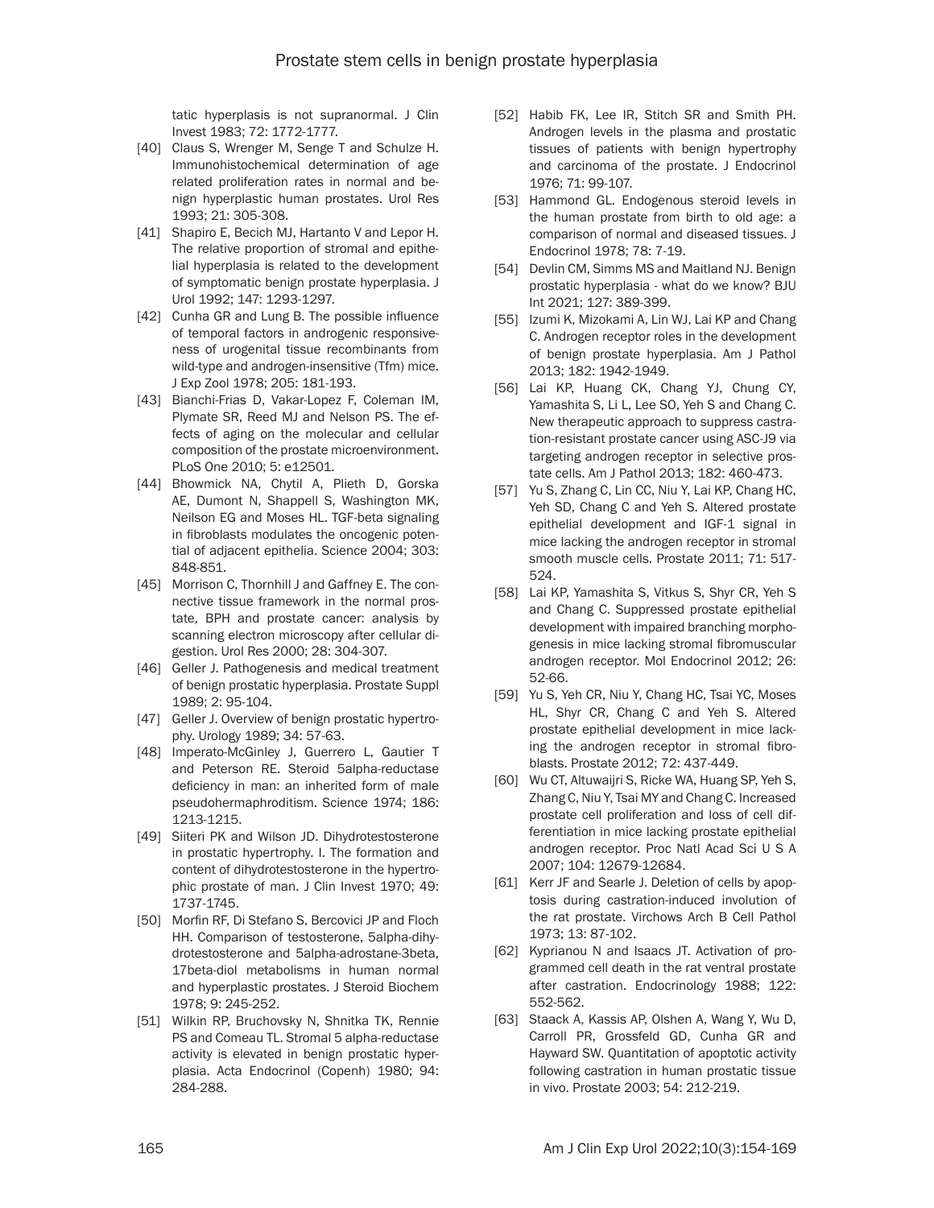tatic hyperplasis is not supranormal. J Clin Invest 1983; 72: 1772-1777.

[40] Claus S, Wrenger M, Senge T and Schulze H. Immunohistochemical determination of age related proliferation rates in normal and benign hyperplastic human prostates. Urol Res 1993; 21: 305-308.

[41] Shapiro E, Becich MJ, Hartanto V and Lepor H. The relative proportion of stromal and epithelial hyperplasia is related to the development of symptomatic benign prostate hyperplasia. J Urol 1992; 147: 1293-1297.

[42] Cunha GR and Lung B. The possible influence of temporal factors in androgenic responsiveness of urogenital tissue recombinants from wild-type and androgen-insensitive (Tfm) mice. J Exp Zool 1978; 205: 181-193.

[43] Bianchi-Frias D, Vakar-Lopez F, Coleman IM, Plymate SR, Reed MJ and Nelson PS. The effects of aging on the molecular and cellular composition of the prostate microenvironment. PLoS One 2010; 5: e12501.

[44] Bhowmick NA, Chytil A, Plieth D, Gorska AE, Dumont N, Shappell S, Washington MK, Neilson EG and Moses HL. TGF-beta signaling in fibroblasts modulates the oncogenic potential of adjacent epithelia. Science 2004; 303: 848-851.

[45] Morrison C, Thornhill J and Gaffney E. The connective tissue framework in the normal prostate, BPH and prostate cancer: analysis by scanning electron microscopy after cellular digestion. Urol Res 2000; 28: 304-307.

[46] Geller J. Pathogenesis and medical treatment of benign prostatic hyperplasia. Prostate Suppl 1989; 2: 95-104.

[47] Geller J. Overview of benign prostatic hypertrophy. Urology 1989; 34: 57-63.

[48] Imperato-McGinley J, Guerrero L, Gautier T and Peterson RE. Steroid 5alpha-reductase deficiency in man: an inherited form of male pseudohermaphroditism. Science 1974; 186: 1213-1215.

[49] Siiteri PK and Wilson JD. Dihydrotestosterone in prostatic hypertrophy. I. The formation and content of dihydrotestosterone in the hypertrophic prostate of man. J Clin Invest 1970; 49: 1737-1745.

[50] Morfin RF, Di Stefano S, Bercovici JP and Floch HH. Comparison of testosterone, 5alpha-dihydrotestosterone and 5alpha-adrostane-3beta, 17beta-diol metabolisms in human normal and hyperplastic prostates. J Steroid Biochem 1978; 9: 245-252.

[51] Wilkin RP, Bruchovsky N, Shnitka TK, Rennie PS and Comeau TL. Stromal 5 alpha-reductase activity is elevated in benign prostatic hyperplasia. Acta Endocrinol (Copenh) 1980; 94: 284-288.

[52] Habib FK, Lee IR, Stitch SR and Smith PH. Androgen levels in the plasma and prostatic tissues of patients with benign hypertrophy and carcinoma of the prostate. J Endocrinol 1976; 71: 99-107.

[53] Hammond GL. Endogenous steroid levels in the human prostate from birth to old age: a comparison of normal and diseased tissues. J Endocrinol 1978; 78: 7-19.

[54] Devlin CM, Simms MS and Maitland NJ. Benign prostatic hyperplasia - what do we know? BJU Int 2021; 127: 389-399.

[55] Izumi K, Mizokami A, Lin WJ, Lai KP and Chang C. Androgen receptor roles in the development of benign prostate hyperplasia. Am J Pathol 2013; 182: 1942-1949.

[56] Lai KP, Huang CK, Chang YJ, Chung CY, Yamashita S, Li L, Lee SO, Yeh S and Chang C. New therapeutic approach to suppress castration-resistant prostate cancer using ASC-J9 via targeting androgen receptor in selective prostate cells. Am J Pathol 2013; 182: 460-473.

[57] Yu S, Zhang C, Lin CC, Niu Y, Lai KP, Chang HC, Yeh SD, Chang C and Yeh S. Altered prostate epithelial development and IGF-1 signal in mice lacking the androgen receptor in stromal smooth muscle cells. Prostate 2011; 71: 517-524.

[58] Lai KP, Yamashita S, Vitkus S, Shyr CR, Yeh S and Chang C. Suppressed prostate epithelial development with impaired branching morphogenesis in mice lacking stromal fibromuscular androgen receptor. Mol Endocrinol 2012; 26: 52-66.

[59] Yu S, Yeh CR, Niu Y, Chang HC, Tsai YC, Moses HL, Shyr CR, Chang C and Yeh S. Altered prostate epithelial development in mice lacking the androgen receptor in stromal fibroblasts. Prostate 2012; 72: 437-449.

[60] Wu CT, Altuwaijri S, Ricke WA, Huang SP, Yeh S, Zhang C, Niu Y, Tsai MY and Chang C. Increased prostate cell proliferation and loss of cell differentiation in mice lacking prostate epithelial androgen receptor. Proc Natl Acad Sci U S A 2007; 104: 12679-12684.

[61] Kerr JF and Searle J. Deletion of cells by apoptosis during castration-induced involution of the rat prostate. Virchows Arch B Cell Pathol 1973; 13: 87-102.

[62] Kyprianou N and Isaacs JT. Activation of programmed cell death in the rat ventral prostate after castration. Endocrinology 1988; 122: 552-562.

[63] Staack A, Kassis AP, Olshen A, Wang Y, Wu D, Carroll PR, Grossfeld GD, Cunha GR and Hayward SW. Quantitation of apoptotic activity following castration in human prostatic tissue in vivo. Prostate 2003; 54: 212-219.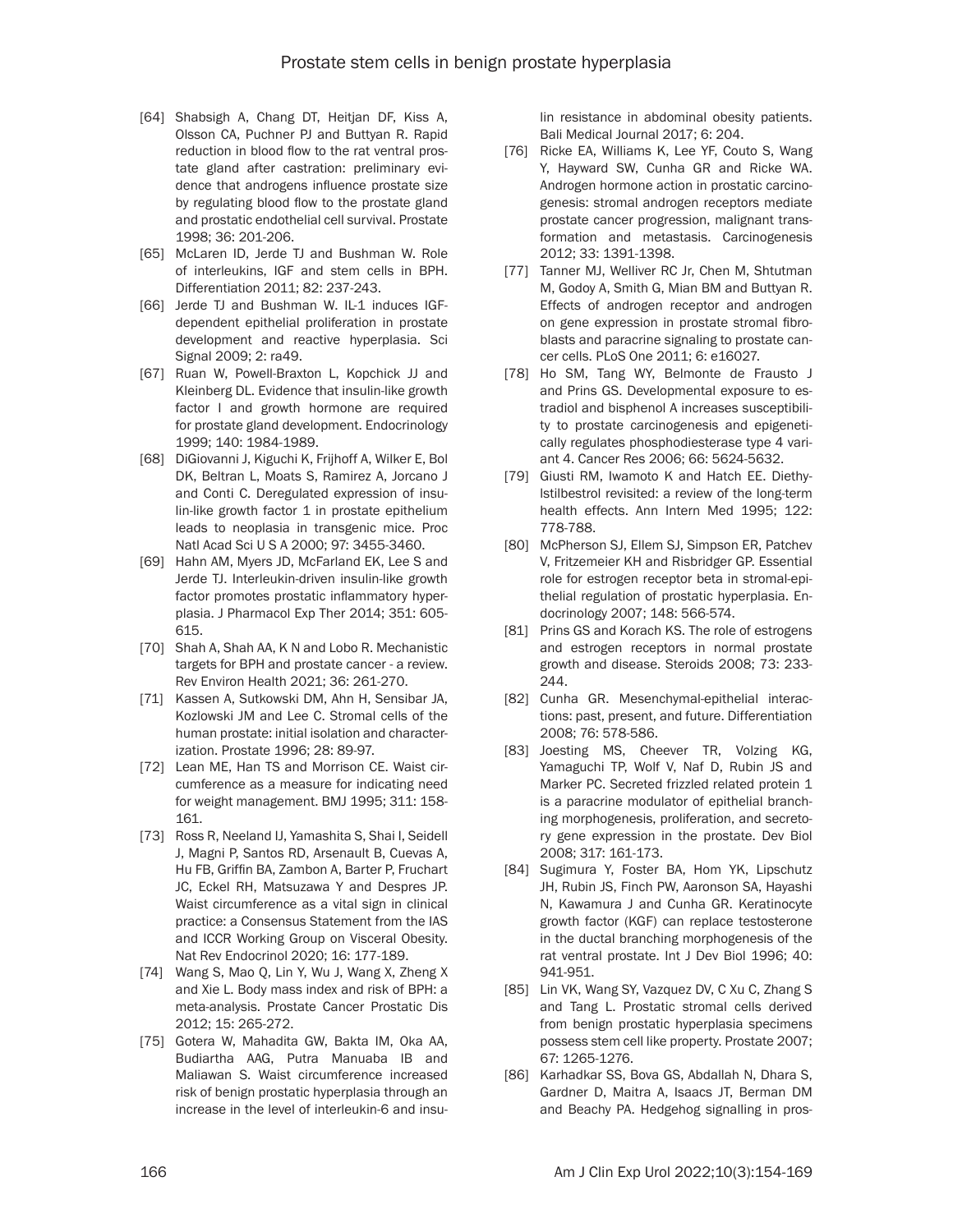[64] Shabsigh A, Chang DT, Heitjan DF, Kiss A, Olsson CA, Puchner PJ and Buttyan R. Rapid reduction in blood flow to the rat ventral prostate gland after castration: preliminary evidence that androgens influence prostate size by regulating blood flow to the prostate gland and prostatic endothelial cell survival. Prostate 1998; 36: 201-206.

[65] McLaren ID, Jerde TJ and Bushman W. Role of interleukins, IGF and stem cells in BPH. Differentiation 2011; 82: 237-243.

[66] Jerde TJ and Bushman W. IL-1 induces IGF-dependent epithelial proliferation in prostate development and reactive hyperplasia. Sci Signal 2009; 2: ra49.

[67] Ruan W, Powell-Braxton L, Kopchick JJ and Kleinberg DL. Evidence that insulin-like growth factor I and growth hormone are required for prostate gland development. Endocrinology 1999; 140: 1984-1989.

[68] DiGiovanni J, Kiguchi K, Frijhoff A, Wilker E, Bol DK, Beltran L, Moats S, Ramirez A, Jorcano J and Conti C. Deregulated expression of insulin-like growth factor 1 in prostate epithelium leads to neoplasia in transgenic mice. Proc Natl Acad Sci U S A 2000; 97: 3455-3460.

[69] Hahn AM, Myers JD, McFarland EK, Lee S and Jerde TJ. Interleukin-driven insulin-like growth factor promotes prostatic inflammatory hyperplasia. J Pharmacol Exp Ther 2014; 351: 605-615.

[70] Shah A, Shah AA, K N and Lobo R. Mechanistic targets for BPH and prostate cancer - a review. Rev Environ Health 2021; 36: 261-270.

[71] Kassen A, Sutkowski DM, Ahn H, Sensibar JA, Kozlowski JM and Lee C. Stromal cells of the human prostate: initial isolation and characterization. Prostate 1996; 28: 89-97.

[72] Lean ME, Han TS and Morrison CE. Waist circumference as a measure for indicating need for weight management. BMJ 1995; 311: 158-161.

[73] Ross R, Neeland IJ, Yamashita S, Shai I, Seidell J, Magni P, Santos RD, Arsenault B, Cuevas A, Hu FB, Griffin BA, Zambon A, Barter P, Fruchart JC, Eckel RH, Matsuzawa Y and Despres JP. Waist circumference as a vital sign in clinical practice: a Consensus Statement from the IAS and ICCR Working Group on Visceral Obesity. Nat Rev Endocrinol 2020; 16: 177-189.

[74] Wang S, Mao Q, Lin Y, Wu J, Wang X, Zheng X and Xie L. Body mass index and risk of BPH: a meta-analysis. Prostate Cancer Prostatic Dis 2012; 15: 265-272.

[75] Gotera W, Mahadita GW, Bakta IM, Oka AA, Budiartha AAG, Putra Manuaba IB and Maliawan S. Waist circumference increased risk of benign prostatic hyperplasia through an increase in the level of interleukin-6 and insulin resistance in abdominal obesity patients. Bali Medical Journal 2017; 6: 204.

[76] Ricke EA, Williams K, Lee YF, Couto S, Wang Y, Hayward SW, Cunha GR and Ricke WA. Androgen hormone action in prostatic carcinogenesis: stromal androgen receptors mediate prostate cancer progression, malignant transformation and metastasis. Carcinogenesis 2012; 33: 1391-1398.

[77] Tanner MJ, Welliver RC Jr, Chen M, Shtutman M, Godoy A, Smith G, Mian BM and Buttyan R. Effects of androgen receptor and androgen on gene expression in prostate stromal fibroblasts and paracrine signaling to prostate cancer cells. PLoS One 2011; 6: e16027.

[78] Ho SM, Tang WY, Belmonte de Frausto J and Prins GS. Developmental exposure to estradiol and bisphenol A increases susceptibility to prostate carcinogenesis and epigenetically regulates phosphodiesterase type 4 variant 4. Cancer Res 2006; 66: 5624-5632.

[79] Giusti RM, Iwamoto K and Hatch EE. Diethylstilbestrol revisited: a review of the long-term health effects. Ann Intern Med 1995; 122: 778-788.

[80] McPherson SJ, Ellem SJ, Simpson ER, Patchev V, Fritzemeier KH and Risbridger GP. Essential role for estrogen receptor beta in stromal-epithelial regulation of prostatic hyperplasia. Endocrinology 2007; 148: 566-574.

[81] Prins GS and Korach KS. The role of estrogens and estrogen receptors in normal prostate growth and disease. Steroids 2008; 73: 233-244.

[82] Cunha GR. Mesenchymal-epithelial interactions: past, present, and future. Differentiation 2008; 76: 578-586.

[83] Joesting MS, Cheever TR, Volzing KG, Yamaguchi TP, Wolf V, Naf D, Rubin JS and Marker PC. Secreted frizzled related protein 1 is a paracrine modulator of epithelial branching morphogenesis, proliferation, and secretory gene expression in the prostate. Dev Biol 2008; 317: 161-173.

[84] Sugimura Y, Foster BA, Hom YK, Lipschutz JH, Rubin JS, Finch PW, Aaronson SA, Hayashi N, Kawamura J and Cunha GR. Keratinocyte growth factor (KGF) can replace testosterone in the ductal branching morphogenesis of the rat ventral prostate. Int J Dev Biol 1996; 40: 941-951.

[85] Lin VK, Wang SY, Vazquez DV, C Xu C, Zhang S and Tang L. Prostatic stromal cells derived from benign prostatic hyperplasia specimens possess stem cell like property. Prostate 2007; 67: 1265-1276.

[86] Karhadkar SS, Bova GS, Abdallah N, Dhara S, Gardner D, Maitra A, Isaacs JT, Berman DM and Beachy PA. Hedgehog signalling in pros-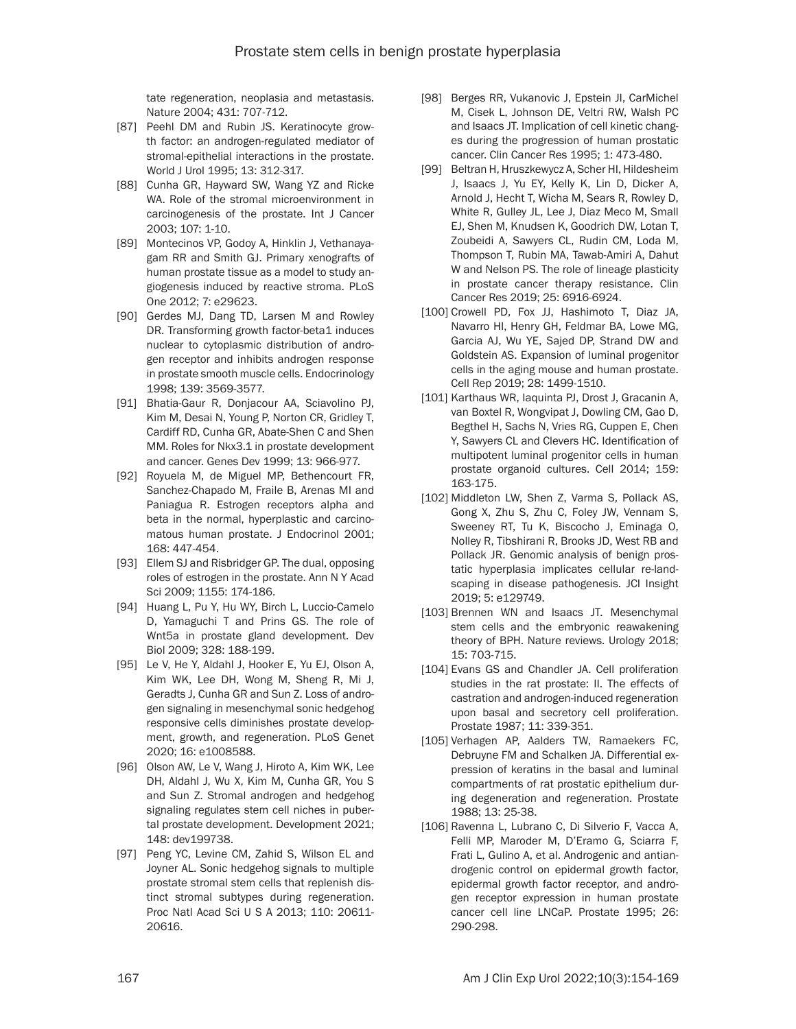tate regeneration, neoplasia and metastasis. Nature 2004; 431: 707-712.

[87] Peehl DM and Rubin JS. Keratinocyte growth factor: an androgen-regulated mediator of stromal-epithelial interactions in the prostate. World J Urol 1995; 13: 312-317.

[88] Cunha GR, Hayward SW, Wang YZ and Ricke WA. Role of the stromal microenvironment in carcinogenesis of the prostate. Int J Cancer 2003; 107: 1-10.

[89] Montecinos VP, Godoy A, Hinklin J, Vethanayagam RR and Smith GJ. Primary xenografts of human prostate tissue as a model to study angiogenesis induced by reactive stroma. PLoS One 2012; 7: e29623.

[90] Gerdes MJ, Dang TD, Larsen M and Rowley DR. Transforming growth factor-beta1 induces nuclear to cytoplasmic distribution of androgen receptor and inhibits androgen response in prostate smooth muscle cells. Endocrinology 1998; 139: 3569-3577.

[91] Bhatia-Gaur R, Donjacour AA, Sciavolino PJ, Kim M, Desai N, Young P, Norton CR, Gridley T, Cardiff RD, Cunha GR, Abate-Shen C and Shen MM. Roles for Nkx3.1 in prostate development and cancer. Genes Dev 1999; 13: 966-977.

[92] Royuela M, de Miguel MP, Bethencourt FR, Sanchez-Chapado M, Fraile B, Arenas MI and Paniagua R. Estrogen receptors alpha and beta in the normal, hyperplastic and carcinomatous human prostate. J Endocrinol 2001; 168: 447-454.

[93] Ellem SJ and Risbridger GP. The dual, opposing roles of estrogen in the prostate. Ann N Y Acad Sci 2009; 1155: 174-186.

[94] Huang L, Pu Y, Hu WY, Birch L, Luccio-Camelo D, Yamaguchi T and Prins GS. The role of Wnt5a in prostate gland development. Dev Biol 2009; 328: 188-199.

[95] Le V, He Y, Aldahl J, Hooker E, Yu EJ, Olson A, Kim WK, Lee DH, Wong M, Sheng R, Mi J, Geradts J, Cunha GR and Sun Z. Loss of androgen signaling in mesenchymal sonic hedgehog responsive cells diminishes prostate development, growth, and regeneration. PLoS Genet 2020; 16: e1008588.

[96] Olson AW, Le V, Wang J, Hiroto A, Kim WK, Lee DH, Aldahl J, Wu X, Kim M, Cunha GR, You S and Sun Z. Stromal androgen and hedgehog signaling regulates stem cell niches in pubertal prostate development. Development 2021; 148: dev199738.

[97] Peng YC, Levine CM, Zahid S, Wilson EL and Joyner AL. Sonic hedgehog signals to multiple prostate stromal stem cells that replenish distinct stromal subtypes during regeneration. Proc Natl Acad Sci U S A 2013; 110: 20611-20616.

[98] Berges RR, Vukanovic J, Epstein JI, CarMichel M, Cisek L, Johnson DE, Veltri RW, Walsh PC and Isaacs JT. Implication of cell kinetic changes during the progression of human prostatic cancer. Clin Cancer Res 1995; 1: 473-480.

[99] Beltran H, Hruszkewycz A, Scher HI, Hildesheim J, Isaacs J, Yu EY, Kelly K, Lin D, Dicker A, Arnold J, Hecht T, Wicha M, Sears R, Rowley D, White R, Gulley JL, Lee J, Diaz Meco M, Small EJ, Shen M, Knudsen K, Goodrich DW, Lotan T, Zoubeidi A, Sawyers CL, Rudin CM, Loda M, Thompson T, Rubin MA, Tawab-Amiri A, Dahut W and Nelson PS. The role of lineage plasticity in prostate cancer therapy resistance. Clin Cancer Res 2019; 25: 6916-6924.

[100] Crowell PD, Fox JJ, Hashimoto T, Diaz JA, Navarro HI, Henry GH, Feldmar BA, Lowe MG, Garcia AJ, Wu YE, Sajed DP, Strand DW and Goldstein AS. Expansion of luminal progenitor cells in the aging mouse and human prostate. Cell Rep 2019; 28: 1499-1510.

[101] Karthaus WR, Iaquinta PJ, Drost J, Gracanin A, van Boxtel R, Wongvipat J, Dowling CM, Gao D, Begthel H, Sachs N, Vries RG, Cuppen E, Chen Y, Sawyers CL and Clevers HC. Identification of multipotent luminal progenitor cells in human prostate organoid cultures. Cell 2014; 159: 163-175.

[102] Middleton LW, Shen Z, Varma S, Pollack AS, Gong X, Zhu S, Zhu C, Foley JW, Vennam S, Sweeney RT, Tu K, Biscocho J, Eminaga O, Nolley R, Tibshirani R, Brooks JD, West RB and Pollack JR. Genomic analysis of benign prostatic hyperplasia implicates cellular re-landscaping in disease pathogenesis. JCI Insight 2019; 5: e129749.

[103] Brennen WN and Isaacs JT. Mesenchymal stem cells and the embryonic reawakening theory of BPH. Nature reviews. Urology 2018; 15: 703-715.

[104] Evans GS and Chandler JA. Cell proliferation studies in the rat prostate: II. The effects of castration and androgen-induced regeneration upon basal and secretory cell proliferation. Prostate 1987; 11: 339-351.

[105] Verhagen AP, Aalders TW, Ramaekers FC, Debruyne FM and Schalken JA. Differential expression of keratins in the basal and luminal compartments of rat prostatic epithelium during degeneration and regeneration. Prostate 1988; 13: 25-38.

[106] Ravenna L, Lubrano C, Di Silverio F, Vacca A, Felli MP, Maroder M, D'Eramo G, Sciarra F, Frati L, Gulino A, et al. Androgenic and antiandrogenic control on epidermal growth factor, epidermal growth factor receptor, and androgen receptor expression in human prostate cancer cell line LNCaP. Prostate 1995; 26: 290-298.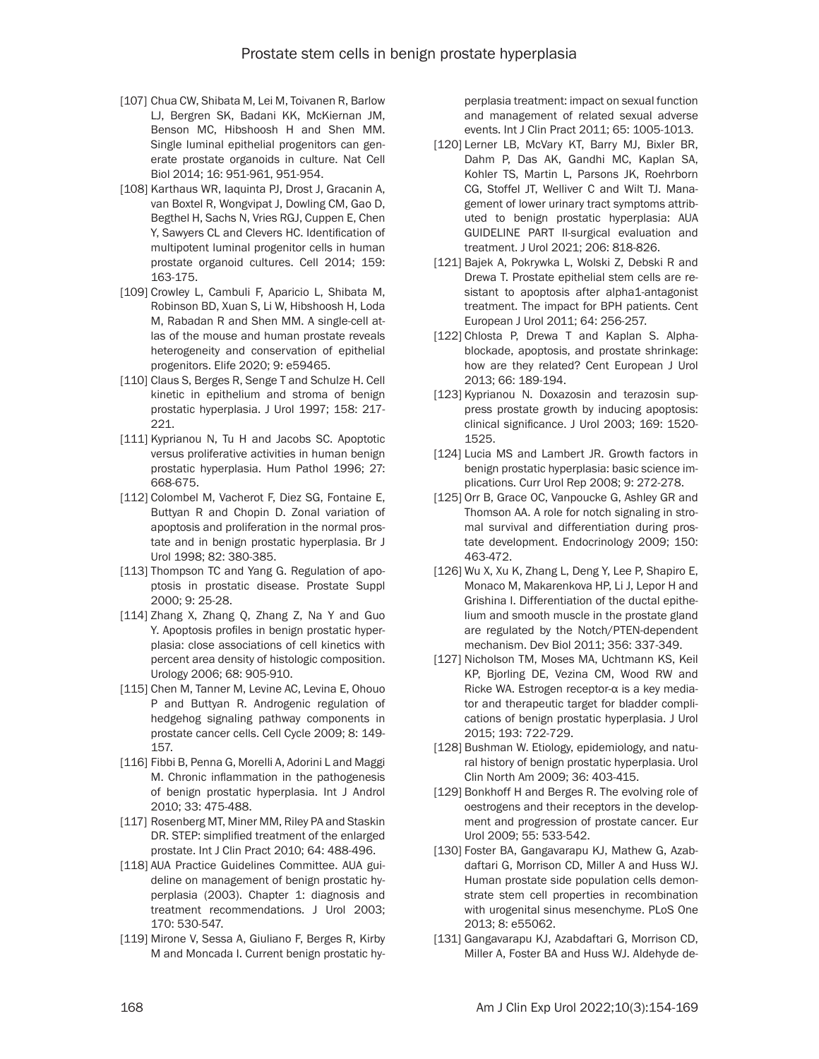[107] Chua CW, Shibata M, Lei M, Toivanen R, Barlow LJ, Bergren SK, Badani KK, McKiernan JM, Benson MC, Hibshoosh H and Shen MM. Single luminal epithelial progenitors can generate prostate organoids in culture. Nat Cell Biol 2014; 16: 951-961, 951-954.

[108] Karthaus WR, Iaquinta PJ, Drost J, Gracanin A, van Boxtel R, Wongvipat J, Dowling CM, Gao D, Begthel H, Sachs N, Vries RGJ, Cuppen E, Chen Y, Sawyers CL and Clevers HC. Identification of multipotent luminal progenitor cells in human prostate organoid cultures. Cell 2014; 159: 163-175.

[109] Crowley L, Cambuli F, Aparicio L, Shibata M, Robinson BD, Xuan S, Li W, Hibshoosh H, Loda M, Rabadan R and Shen MM. A single-cell atlas of the mouse and human prostate reveals heterogeneity and conservation of epithelial progenitors. Elife 2020; 9: e59465.

[110] Claus S, Berges R, Senge T and Schulze H. Cell kinetic in epithelium and stroma of benign prostatic hyperplasia. J Urol 1997; 158: 217-221.

[111] Kyprianou N, Tu H and Jacobs SC. Apoptotic versus proliferative activities in human benign prostatic hyperplasia. Hum Pathol 1996; 27: 668-675.

[112] Colombel M, Vacherot F, Diez SG, Fontaine E, Buttyan R and Chopin D. Zonal variation of apoptosis and proliferation in the normal prostate and in benign prostatic hyperplasia. Br J Urol 1998; 82: 380-385.

[113] Thompson TC and Yang G. Regulation of apoptosis in prostatic disease. Prostate Suppl 2000; 9: 25-28.

[114] Zhang X, Zhang Q, Zhang Z, Na Y and Guo Y. Apoptosis profiles in benign prostatic hyperplasia: close associations of cell kinetics with percent area density of histologic composition. Urology 2006; 68: 905-910.

[115] Chen M, Tanner M, Levine AC, Levina E, Ohouo P and Buttyan R. Androgenic regulation of hedgehog signaling pathway components in prostate cancer cells. Cell Cycle 2009; 8: 149-157.

[116] Fibbi B, Penna G, Morelli A, Adorini L and Maggi M. Chronic inflammation in the pathogenesis of benign prostatic hyperplasia. Int J Androl 2010; 33: 475-488.

[117] Rosenberg MT, Miner MM, Riley PA and Staskin DR. STEP: simplified treatment of the enlarged prostate. Int J Clin Pract 2010; 64: 488-496.

[118] AUA Practice Guidelines Committee. AUA guideline on management of benign prostatic hyperplasia (2003). Chapter 1: diagnosis and treatment recommendations. J Urol 2003; 170: 530-547.

[119] Mirone V, Sessa A, Giuliano F, Berges R, Kirby M and Moncada I. Current benign prostatic hyperplasia treatment: impact on sexual function and management of related sexual adverse events. Int J Clin Pract 2011; 65: 1005-1013.

[120] Lerner LB, McVary KT, Barry MJ, Bixler BR, Dahm P, Das AK, Gandhi MC, Kaplan SA, Kohler TS, Martin L, Parsons JK, Roehrborn CG, Stoffel JT, Welliver C and Wilt TJ. Management of lower urinary tract symptoms attributed to benign prostatic hyperplasia: AUA GUIDELINE PART II-surgical evaluation and treatment. J Urol 2021; 206: 818-826.

[121] Bajek A, Pokrywka L, Wolski Z, Debski R and Drewa T. Prostate epithelial stem cells are resistant to apoptosis after alpha1-antagonist treatment. The impact for BPH patients. Cent European J Urol 2011; 64: 256-257.

[122] Chlosta P, Drewa T and Kaplan S. Alpha-blockade, apoptosis, and prostate shrinkage: how are they related? Cent European J Urol 2013; 66: 189-194.

[123] Kyprianou N. Doxazosin and terazosin suppress prostate growth by inducing apoptosis: clinical significance. J Urol 2003; 169: 1520-1525.

[124] Lucia MS and Lambert JR. Growth factors in benign prostatic hyperplasia: basic science implications. Curr Urol Rep 2008; 9: 272-278.

[125] Orr B, Grace OC, Vanpoucke G, Ashley GR and Thomson AA. A role for notch signaling in stromal survival and differentiation during prostate development. Endocrinology 2009; 150: 463-472.

[126] Wu X, Xu K, Zhang L, Deng Y, Lee P, Shapiro E, Monaco M, Makarenkova HP, Li J, Lepor H and Grishina I. Differentiation of the ductal epithelium and smooth muscle in the prostate gland are regulated by the Notch/PTEN-dependent mechanism. Dev Biol 2011; 356: 337-349.

[127] Nicholson TM, Moses MA, Uchtmann KS, Keil KP, Bjorling DE, Vezina CM, Wood RW and Ricke WA. Estrogen receptor-α is a key mediator and therapeutic target for bladder complications of benign prostatic hyperplasia. J Urol 2015; 193: 722-729.

[128] Bushman W. Etiology, epidemiology, and natural history of benign prostatic hyperplasia. Urol Clin North Am 2009; 36: 403-415.

[129] Bonkhoff H and Berges R. The evolving role of oestrogens and their receptors in the development and progression of prostate cancer. Eur Urol 2009; 55: 533-542.

[130] Foster BA, Gangavarapu KJ, Mathew G, Azabdaftari G, Morrison CD, Miller A and Huss WJ. Human prostate side population cells demonstrate stem cell properties in recombination with urogenital sinus mesenchyme. PLoS One 2013; 8: e55062.

[131] Gangavarapu KJ, Azabdaftari G, Morrison CD, Miller A, Foster BA and Huss WJ. Aldehyde de-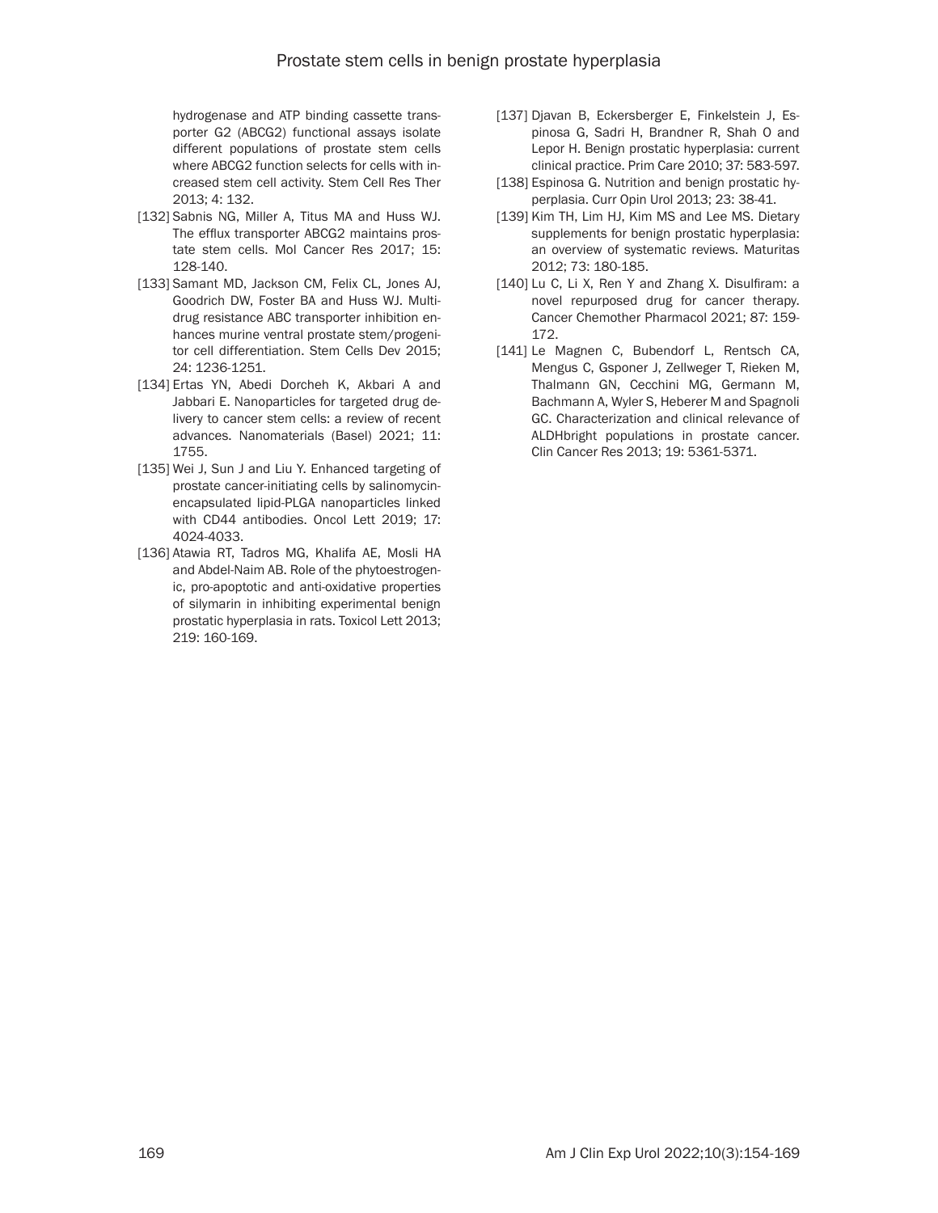hydrogenase and ATP binding cassette transporter G2 (ABCG2) functional assays isolate different populations of prostate stem cells where ABCG2 function selects for cells with increased stem cell activity. Stem Cell Res Ther 2013; 4: 132.

[132] Sabnis NG, Miller A, Titus MA and Huss WJ. The efflux transporter ABCG2 maintains prostate stem cells. Mol Cancer Res 2017; 15: 128-140.

[133] Samant MD, Jackson CM, Felix CL, Jones AJ, Goodrich DW, Foster BA and Huss WJ. Multidrug resistance ABC transporter inhibition enhances murine ventral prostate stem/progenitor cell differentiation. Stem Cells Dev 2015; 24: 1236-1251.

[134] Ertas YN, Abedi Dorcheh K, Akbari A and Jabbari E. Nanoparticles for targeted drug delivery to cancer stem cells: a review of recent advances. Nanomaterials (Basel) 2021; 11: 1755.

[135] Wei J, Sun J and Liu Y. Enhanced targeting of prostate cancer-initiating cells by salinomycin-encapsulated lipid-PLGA nanoparticles linked with CD44 antibodies. Oncol Lett 2019; 17: 4024-4033.

[136] Atawia RT, Tadros MG, Khalifa AE, Mosli HA and Abdel-Naim AB. Role of the phytoestrogenic, pro-apoptotic and anti-oxidative properties of silymarin in inhibiting experimental benign prostatic hyperplasia in rats. Toxicol Lett 2013; 219: 160-169.

[137] Djavan B, Eckersberger E, Finkelstein J, Espinosa G, Sadri H, Brandner R, Shah O and Lepor H. Benign prostatic hyperplasia: current clinical practice. Prim Care 2010; 37: 583-597.

[138] Espinosa G. Nutrition and benign prostatic hyperplasia. Curr Opin Urol 2013; 23: 38-41.

[139] Kim TH, Lim HJ, Kim MS and Lee MS. Dietary supplements for benign prostatic hyperplasia: an overview of systematic reviews. Maturitas 2012; 73: 180-185.

[140] Lu C, Li X, Ren Y and Zhang X. Disulfiram: a novel repurposed drug for cancer therapy. Cancer Chemother Pharmacol 2021; 87: 159-172.

[141] Le Magnen C, Bubendorf L, Rentsch CA, Mengus C, Gsponer J, Zellweger T, Rieken M, Thalmann GN, Cecchini MG, Germann M, Bachmann A, Wyler S, Heberer M and Spagnoli GC. Characterization and clinical relevance of ALDHbright populations in prostate cancer. Clin Cancer Res 2013; 19: 5361-5371.